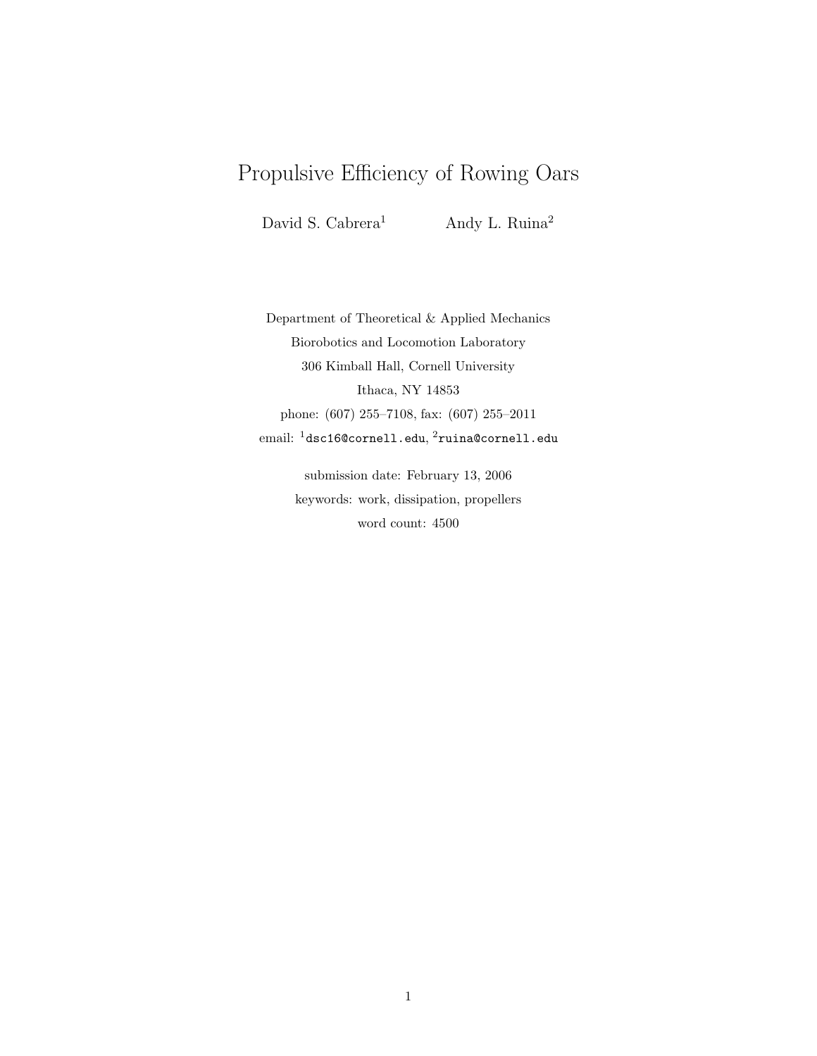# Propulsive Efficiency of Rowing Oars

David S. Cabrera[1] Andy L. Ruina[2]

Department of Theoretical & Applied Mechanics
Biorobotics and Locomotion Laboratory
306 Kimball Hall, Cornell University
Ithaca, NY 14853
phone: (607) 255–7108, fax: (607) 255–2011
email: [1]dsc16@cornell.edu, [2]ruina@cornell.edu

submission date: February 13, 2006
keywords: work, dissipation, propellers
word count: 4500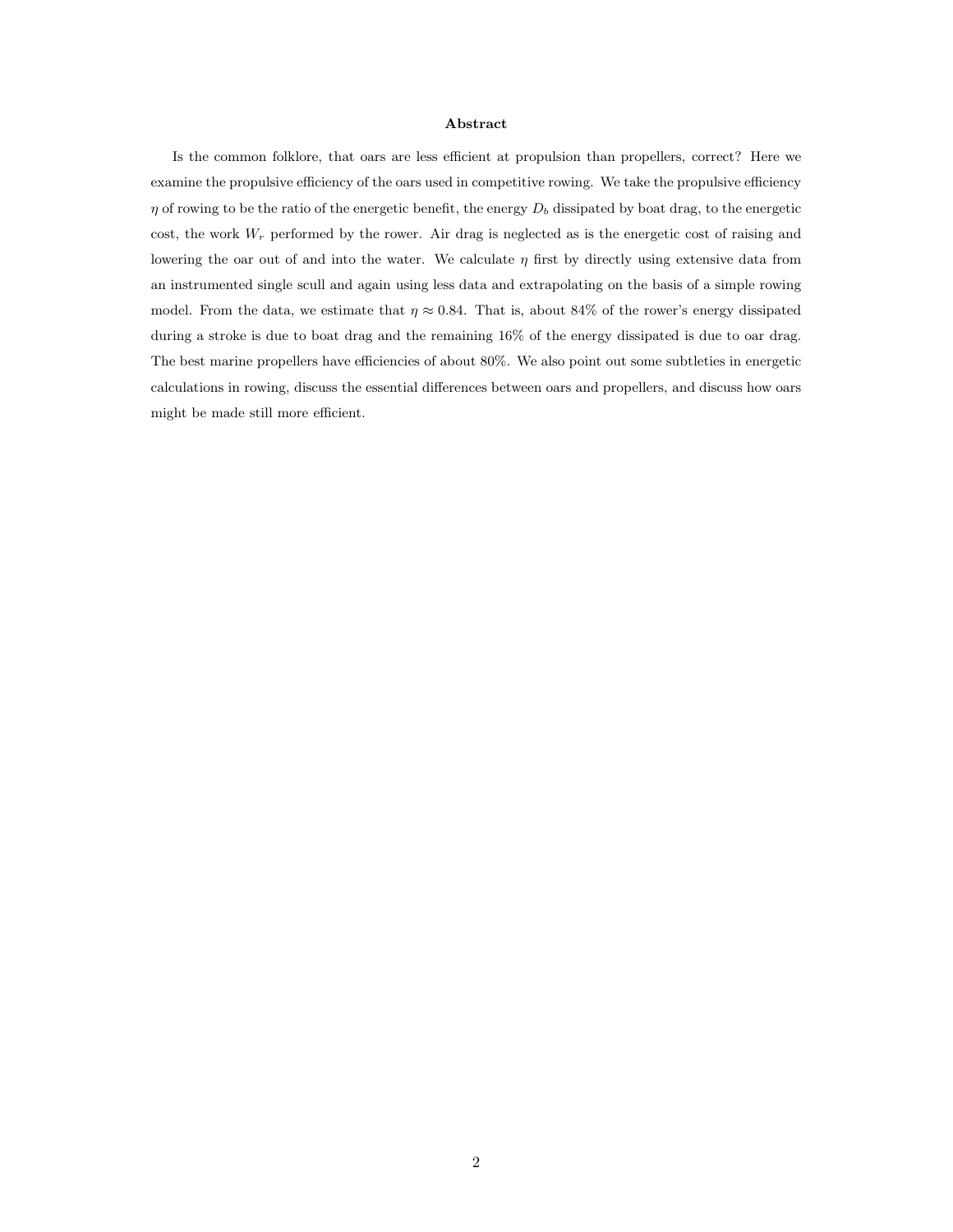**Abstract**

Is the common folklore, that oars are less efficient at propulsion than propellers, correct? Here we examine the propulsive efficiency of the oars used in competitive rowing. We take the propulsive efficiency $\eta$ of rowing to be the ratio of the energetic benefit, the energy $D_b$ dissipated by boat drag, to the energetic cost, the work $W_r$ performed by the rower. Air drag is neglected as is the energetic cost of raising and lowering the oar out of and into the water. We calculate $\eta$ first by directly using extensive data from an instrumented single scull and again using less data and extrapolating on the basis of a simple rowing model. From the data, we estimate that $\eta \approx 0.84$. That is, about 84% of the rower's energy dissipated during a stroke is due to boat drag and the remaining 16% of the energy dissipated is due to oar drag. The best marine propellers have efficiencies of about 80%. We also point out some subtleties in energetic calculations in rowing, discuss the essential differences between oars and propellers, and discuss how oars might be made still more efficient.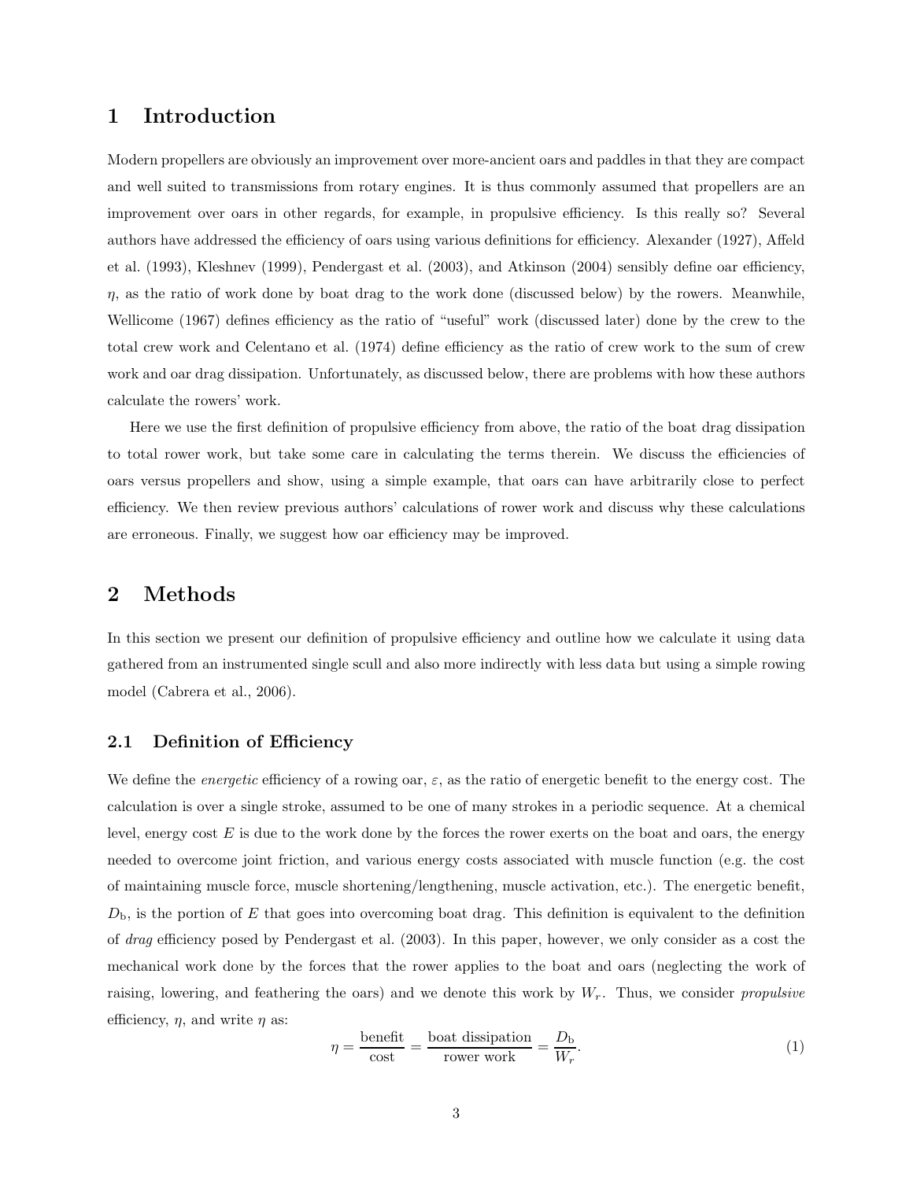# 1 Introduction

Modern propellers are obviously an improvement over more-ancient oars and paddles in that they are compact and well suited to transmissions from rotary engines. It is thus commonly assumed that propellers are an improvement over oars in other regards, for example, in propulsive efficiency. Is this really so? Several authors have addressed the efficiency of oars using various definitions for efficiency. Alexander (1927), Affeld et al. (1993), Kleshnev (1999), Pendergast et al. (2003), and Atkinson (2004) sensibly define oar efficiency, $\eta$, as the ratio of work done by boat drag to the work done (discussed below) by the rowers. Meanwhile, Wellicome (1967) defines efficiency as the ratio of "useful" work (discussed later) done by the crew to the total crew work and Celentano et al. (1974) define efficiency as the ratio of crew work to the sum of crew work and oar drag dissipation. Unfortunately, as discussed below, there are problems with how these authors calculate the rowers' work.

Here we use the first definition of propulsive efficiency from above, the ratio of the boat drag dissipation to total rower work, but take some care in calculating the terms therein. We discuss the efficiencies of oars versus propellers and show, using a simple example, that oars can have arbitrarily close to perfect efficiency. We then review previous authors' calculations of rower work and discuss why these calculations are erroneous. Finally, we suggest how oar efficiency may be improved.

# 2 Methods

In this section we present our definition of propulsive efficiency and outline how we calculate it using data gathered from an instrumented single scull and also more indirectly with less data but using a simple rowing model (Cabrera et al., 2006).

## 2.1 Definition of Efficiency

We define the *energetic* efficiency of a rowing oar, $\varepsilon$, as the ratio of energetic benefit to the energy cost. The calculation is over a single stroke, assumed to be one of many strokes in a periodic sequence. At a chemical level, energy cost $E$ is due to the work done by the forces the rower exerts on the boat and oars, the energy needed to overcome joint friction, and various energy costs associated with muscle function (e.g. the cost of maintaining muscle force, muscle shortening/lengthening, muscle activation, etc.). The energetic benefit, $D_{\mathrm{b}}$, is the portion of $E$ that goes into overcoming boat drag. This definition is equivalent to the definition of *drag* efficiency posed by Pendergast et al. (2003). In this paper, however, we only consider as a cost the mechanical work done by the forces that the rower applies to the boat and oars (neglecting the work of raising, lowering, and feathering the oars) and we denote this work by $W_r$. Thus, we consider *propulsive* efficiency, $\eta$, and write $\eta$ as:

$$\eta = \frac{\text{benefit}}{\text{cost}} = \frac{\text{boat dissipation}}{\text{rower work}} = \frac{D_{\mathrm{b}}}{W_r}. \tag{1}$$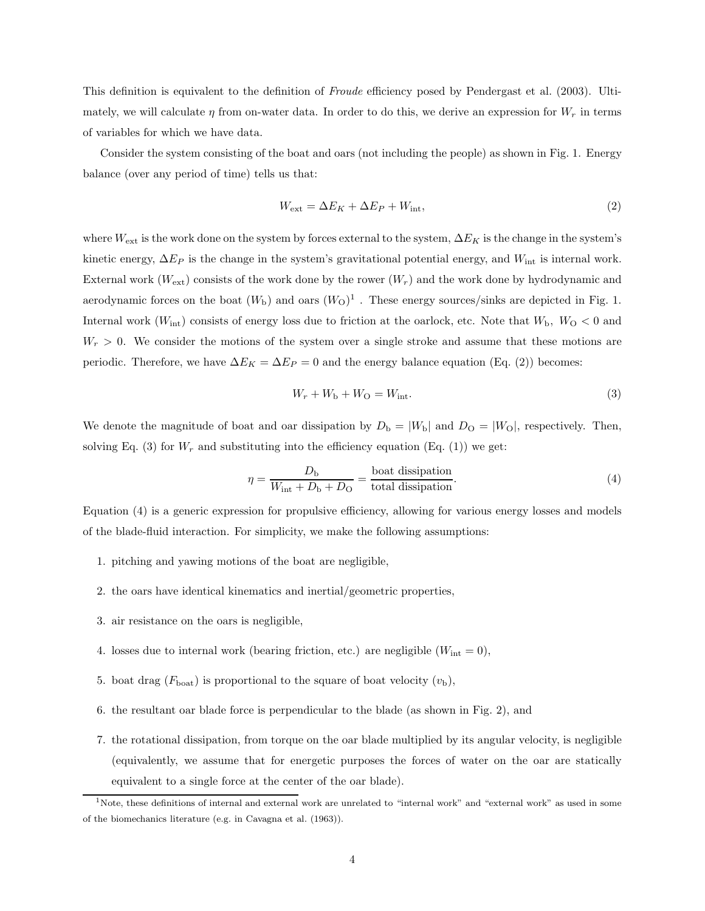This definition is equivalent to the definition of *Froude* efficiency posed by Pendergast et al. (2003). Ultimately, we will calculate $\eta$ from on-water data. In order to do this, we derive an expression for $W_r$ in terms of variables for which we have data.

Consider the system consisting of the boat and oars (not including the people) as shown in Fig. 1. Energy balance (over any period of time) tells us that:

$$W_{\text{ext}} = \Delta E_K + \Delta E_P + W_{\text{int}}, \tag{2}$$

where $W_{\text{ext}}$ is the work done on the system by forces external to the system, $\Delta E_K$ is the change in the system's kinetic energy, $\Delta E_P$ is the change in the system's gravitational potential energy, and $W_{\text{int}}$ is internal work. External work ($W_{\text{ext}}$) consists of the work done by the rower ($W_r$) and the work done by hydrodynamic and aerodynamic forces on the boat ($W_{\text{b}}$) and oars ($W_{\text{O}}$)[1] . These energy sources/sinks are depicted in Fig. 1. Internal work ($W_{\text{int}}$) consists of energy loss due to friction at the oarlock, etc. Note that $W_{\text{b}},\ W_{\text{O}} < 0$ and $W_r > 0$. We consider the motions of the system over a single stroke and assume that these motions are periodic. Therefore, we have $\Delta E_K = \Delta E_P = 0$ and the energy balance equation (Eq. (2)) becomes:

$$W_r + W_{\text{b}} + W_{\text{O}} = W_{\text{int}}. \tag{3}$$

We denote the magnitude of boat and oar dissipation by $D_{\text{b}} = |W_{\text{b}}|$ and $D_{\text{O}} = |W_{\text{O}}|$, respectively. Then, solving Eq. (3) for $W_r$ and substituting into the efficiency equation (Eq. (1)) we get:

$$\eta = \frac{D_{\text{b}}}{W_{\text{int}} + D_{\text{b}} + D_{\text{O}}} = \frac{\text{boat dissipation}}{\text{total dissipation}}. \tag{4}$$

Equation (4) is a generic expression for propulsive efficiency, allowing for various energy losses and models of the blade-fluid interaction. For simplicity, we make the following assumptions:

1. pitching and yawing motions of the boat are negligible,
2. the oars have identical kinematics and inertial/geometric properties,
3. air resistance on the oars is negligible,
4. losses due to internal work (bearing friction, etc.) are negligible ($W_{\text{int}} = 0$),
5. boat drag ($F_{\text{boat}}$) is proportional to the square of boat velocity ($v_{\text{b}}$),
6. the resultant oar blade force is perpendicular to the blade (as shown in Fig. 2), and
7. the rotational dissipation, from torque on the oar blade multiplied by its angular velocity, is negligible (equivalently, we assume that for energetic purposes the forces of water on the oar are statically equivalent to a single force at the center of the oar blade).

[1] Note, these definitions of internal and external work are unrelated to "internal work" and "external work" as used in some of the biomechanics literature (e.g. in Cavagna et al. (1963)).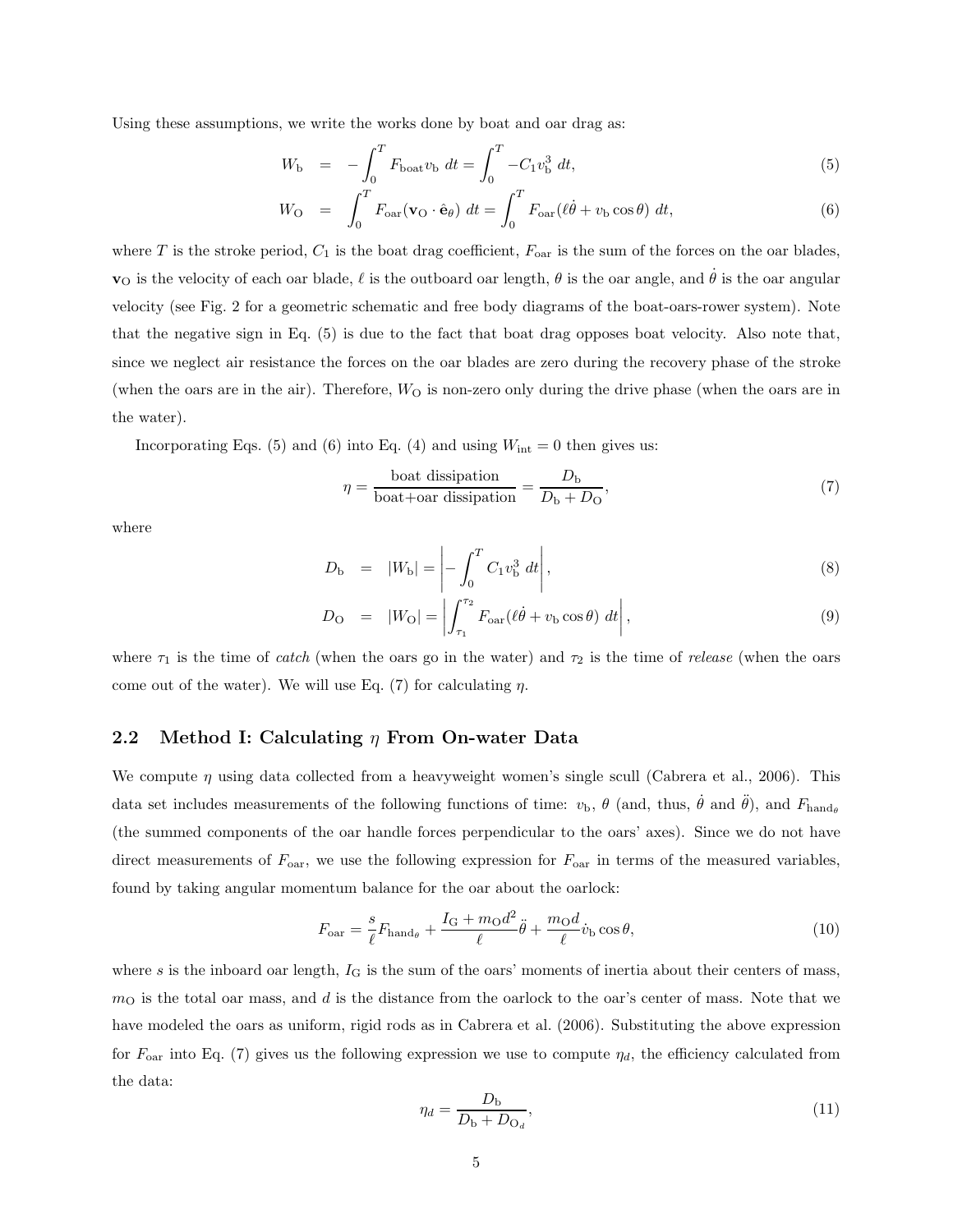Using these assumptions, we write the works done by boat and oar drag as:

$$W_{\mathrm{b}} = -\int_0^T F_{\mathrm{boat}} v_{\mathrm{b}} \, dt = \int_0^T -C_1 v_{\mathrm{b}}^3 \, dt, \tag{5}$$

$$W_{\mathrm{O}} = \int_0^T F_{\mathrm{oar}} (\mathbf{v}_{\mathrm{O}} \cdot \hat{\mathbf{e}}_\theta) \, dt = \int_0^T F_{\mathrm{oar}} (\ell \dot{\theta} + v_{\mathrm{b}} \cos\theta) \, dt, \tag{6}$$

where $T$ is the stroke period, $C_1$ is the boat drag coefficient, $F_{\mathrm{oar}}$ is the sum of the forces on the oar blades, $\mathbf{v}_{\mathrm{O}}$ is the velocity of each oar blade, $\ell$ is the outboard oar length, $\theta$ is the oar angle, and $\dot{\theta}$ is the oar angular velocity (see Fig. 2 for a geometric schematic and free body diagrams of the boat-oars-rower system). Note that the negative sign in Eq. (5) is due to the fact that boat drag opposes boat velocity. Also note that, since we neglect air resistance the forces on the oar blades are zero during the recovery phase of the stroke (when the oars are in the air). Therefore, $W_{\mathrm{O}}$ is non-zero only during the drive phase (when the oars are in the water).

Incorporating Eqs. (5) and (6) into Eq. (4) and using $W_{\mathrm{int}} = 0$ then gives us:

$$\eta = \frac{\text{boat dissipation}}{\text{boat+oar dissipation}} = \frac{D_{\mathrm{b}}}{D_{\mathrm{b}} + D_{\mathrm{O}}}, \tag{7}$$

where

$$D_{\mathrm{b}} = |W_{\mathrm{b}}| = \left| -\int_0^T C_1 v_{\mathrm{b}}^3 \, dt \right|, \tag{8}$$

$$D_{\mathrm{O}} = |W_{\mathrm{O}}| = \left| \int_{\tau_1}^{\tau_2} F_{\mathrm{oar}} (\ell \dot{\theta} + v_{\mathrm{b}} \cos\theta) \, dt \right|, \tag{9}$$

where $\tau_1$ is the time of *catch* (when the oars go in the water) and $\tau_2$ is the time of *release* (when the oars come out of the water). We will use Eq. (7) for calculating $\eta$.

## 2.2 Method I: Calculating $\eta$ From On-water Data

We compute $\eta$ using data collected from a heavyweight women's single scull (Cabrera et al., 2006). This data set includes measurements of the following functions of time: $v_{\mathrm{b}}$, $\theta$ (and, thus, $\dot{\theta}$ and $\ddot{\theta}$), and $F_{\mathrm{hand}_\theta}$ (the summed components of the oar handle forces perpendicular to the oars' axes). Since we do not have direct measurements of $F_{\mathrm{oar}}$, we use the following expression for $F_{\mathrm{oar}}$ in terms of the measured variables, found by taking angular momentum balance for the oar about the oarlock:

$$F_{\mathrm{oar}} = \frac{s}{\ell} F_{\mathrm{hand}_\theta} + \frac{I_{\mathrm{G}} + m_{\mathrm{O}} d^2}{\ell} \ddot{\theta} + \frac{m_{\mathrm{O}} d}{\ell} \dot{v}_{\mathrm{b}} \cos\theta, \tag{10}$$

where $s$ is the inboard oar length, $I_{\mathrm{G}}$ is the sum of the oars' moments of inertia about their centers of mass, $m_{\mathrm{O}}$ is the total oar mass, and $d$ is the distance from the oarlock to the oar's center of mass. Note that we have modeled the oars as uniform, rigid rods as in Cabrera et al. (2006). Substituting the above expression for $F_{\mathrm{oar}}$ into Eq. (7) gives us the following expression we use to compute $\eta_d$, the efficiency calculated from the data:

$$\eta_d = \frac{D_{\mathrm{b}}}{D_{\mathrm{b}} + D_{\mathrm{O}_d}}, \tag{11}$$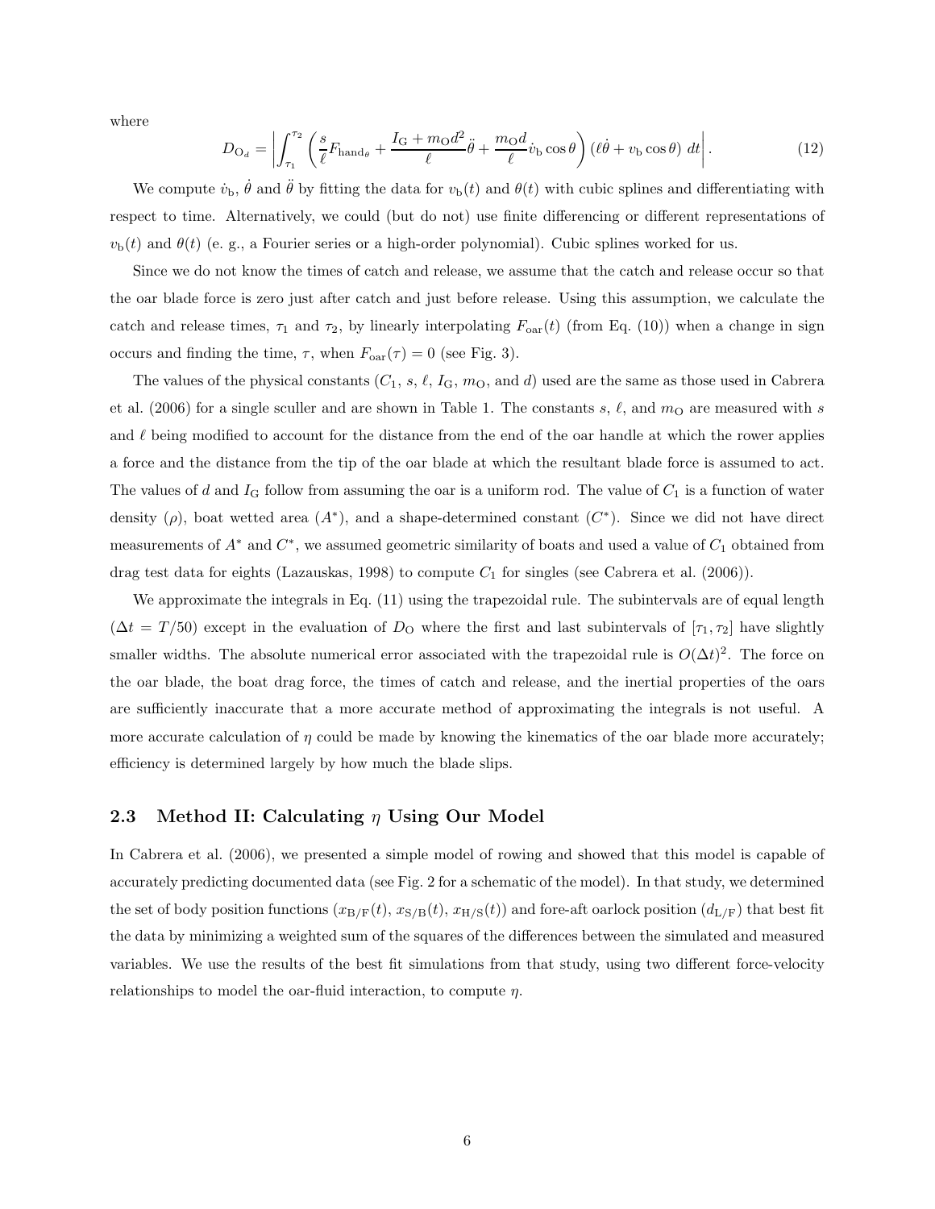where

$$D_{\mathrm{O}_d} = \left| \int_{\tau_1}^{\tau_2} \left( \frac{s}{\ell} F_{\mathrm{hand}_\theta} + \frac{I_{\mathrm{G}} + m_{\mathrm{O}} d^2}{\ell} \ddot{\theta} + \frac{m_{\mathrm{O}} d}{\ell} \dot{v}_{\mathrm{b}} \cos\theta \right) (\ell \dot{\theta} + v_{\mathrm{b}} \cos\theta) \; dt \right|. \tag{12}$$

We compute $\dot{v}_{\mathrm{b}}$, $\dot{\theta}$ and $\ddot{\theta}$ by fitting the data for $v_{\mathrm{b}}(t)$ and $\theta(t)$ with cubic splines and differentiating with respect to time. Alternatively, we could (but do not) use finite differencing or different representations of $v_{\mathrm{b}}(t)$ and $\theta(t)$ (e. g., a Fourier series or a high-order polynomial). Cubic splines worked for us.

Since we do not know the times of catch and release, we assume that the catch and release occur so that the oar blade force is zero just after catch and just before release. Using this assumption, we calculate the catch and release times, $\tau_1$ and $\tau_2$, by linearly interpolating $F_{\mathrm{oar}}(t)$ (from Eq. (10)) when a change in sign occurs and finding the time, $\tau$, when $F_{\mathrm{oar}}(\tau) = 0$ (see Fig. 3).

The values of the physical constants ($C_1$, $s$, $\ell$, $I_{\mathrm{G}}$, $m_{\mathrm{O}}$, and $d$) used are the same as those used in Cabrera et al. (2006) for a single sculler and are shown in Table 1. The constants $s$, $\ell$, and $m_{\mathrm{O}}$ are measured with $s$ and $\ell$ being modified to account for the distance from the end of the oar handle at which the rower applies a force and the distance from the tip of the oar blade at which the resultant blade force is assumed to act. The values of $d$ and $I_{\mathrm{G}}$ follow from assuming the oar is a uniform rod. The value of $C_1$ is a function of water density ($\rho$), boat wetted area ($A^*$), and a shape-determined constant ($C^*$). Since we did not have direct measurements of $A^*$ and $C^*$, we assumed geometric similarity of boats and used a value of $C_1$ obtained from drag test data for eights (Lazauskas, 1998) to compute $C_1$ for singles (see Cabrera et al. (2006)).

We approximate the integrals in Eq. (11) using the trapezoidal rule. The subintervals are of equal length ($\Delta t = T/50$) except in the evaluation of $D_{\mathrm{O}}$ where the first and last subintervals of $[\tau_1, \tau_2]$ have slightly smaller widths. The absolute numerical error associated with the trapezoidal rule is $O(\Delta t)^2$. The force on the oar blade, the boat drag force, the times of catch and release, and the inertial properties of the oars are sufficiently inaccurate that a more accurate method of approximating the integrals is not useful. A more accurate calculation of $\eta$ could be made by knowing the kinematics of the oar blade more accurately; efficiency is determined largely by how much the blade slips.

## 2.3 Method II: Calculating $\eta$ Using Our Model

In Cabrera et al. (2006), we presented a simple model of rowing and showed that this model is capable of accurately predicting documented data (see Fig. 2 for a schematic of the model). In that study, we determined the set of body position functions ($x_{\mathrm{B/F}}(t)$, $x_{\mathrm{S/B}}(t)$, $x_{\mathrm{H/S}}(t)$) and fore-aft oarlock position ($d_{\mathrm{L/F}}$) that best fit the data by minimizing a weighted sum of the squares of the differences between the simulated and measured variables. We use the results of the best fit simulations from that study, using two different force-velocity relationships to model the oar-fluid interaction, to compute $\eta$.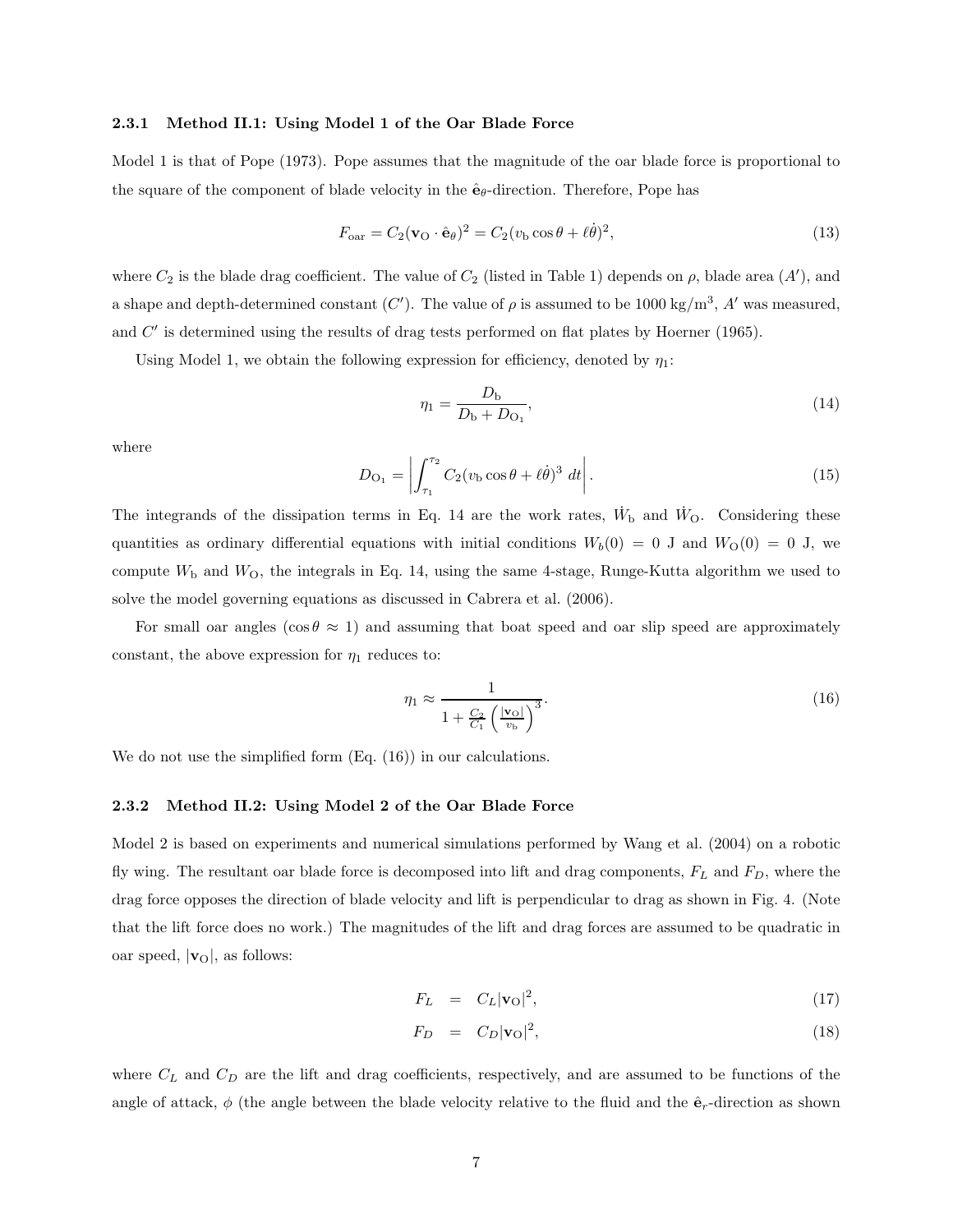#### 2.3.1 Method II.1: Using Model 1 of the Oar Blade Force

Model 1 is that of Pope (1973). Pope assumes that the magnitude of the oar blade force is proportional to the square of the component of blade velocity in the $\hat{\mathbf{e}}_\theta$-direction. Therefore, Pope has

$$F_{\text{oar}} = C_2(\mathbf{v}_\text{O} \cdot \hat{\mathbf{e}}_\theta)^2 = C_2(v_\text{b}\cos\theta + \ell\dot{\theta})^2, \tag{13}$$

where $C_2$ is the blade drag coefficient. The value of $C_2$ (listed in Table 1) depends on $\rho$, blade area ($A'$), and a shape and depth-determined constant ($C'$). The value of $\rho$ is assumed to be 1000 kg/m$^3$, $A'$ was measured, and $C'$ is determined using the results of drag tests performed on flat plates by Hoerner (1965).

Using Model 1, we obtain the following expression for efficiency, denoted by $\eta_1$:

$$\eta_1 = \frac{D_\text{b}}{D_\text{b} + D_{\text{O}_1}}, \tag{14}$$

where

$$D_{\text{O}_1} = \left| \int_{\tau_1}^{\tau_2} C_2(v_\text{b}\cos\theta + \ell\dot{\theta})^3 \; dt \right|. \tag{15}$$

The integrands of the dissipation terms in Eq. 14 are the work rates, $\dot{W}_\text{b}$ and $\dot{W}_\text{O}$. Considering these quantities as ordinary differential equations with initial conditions $W_b(0) = 0$ J and $W_\text{O}(0) = 0$ J, we compute $W_\text{b}$ and $W_\text{O}$, the integrals in Eq. 14, using the same 4-stage, Runge-Kutta algorithm we used to solve the model governing equations as discussed in Cabrera et al. (2006).

For small oar angles ($\cos\theta \approx 1$) and assuming that boat speed and oar slip speed are approximately constant, the above expression for $\eta_1$ reduces to:

$$\eta_1 \approx \frac{1}{1 + \frac{C_2}{C_1}\left(\frac{|\mathbf{v}_\text{O}|}{v_\text{b}}\right)^3}. \tag{16}$$

We do not use the simplified form (Eq. (16)) in our calculations.

#### 2.3.2 Method II.2: Using Model 2 of the Oar Blade Force

Model 2 is based on experiments and numerical simulations performed by Wang et al. (2004) on a robotic fly wing. The resultant oar blade force is decomposed into lift and drag components, $F_L$ and $F_D$, where the drag force opposes the direction of blade velocity and lift is perpendicular to drag as shown in Fig. 4. (Note that the lift force does no work.) The magnitudes of the lift and drag forces are assumed to be quadratic in oar speed, $|\mathbf{v}_\text{O}|$, as follows:

$$F_L = C_L|\mathbf{v}_\text{O}|^2, \tag{17}$$

$$F_D = C_D|\mathbf{v}_\text{O}|^2, \tag{18}$$

where $C_L$ and $C_D$ are the lift and drag coefficients, respectively, and are assumed to be functions of the angle of attack, $\phi$ (the angle between the blade velocity relative to the fluid and the $\hat{\mathbf{e}}_r$-direction as shown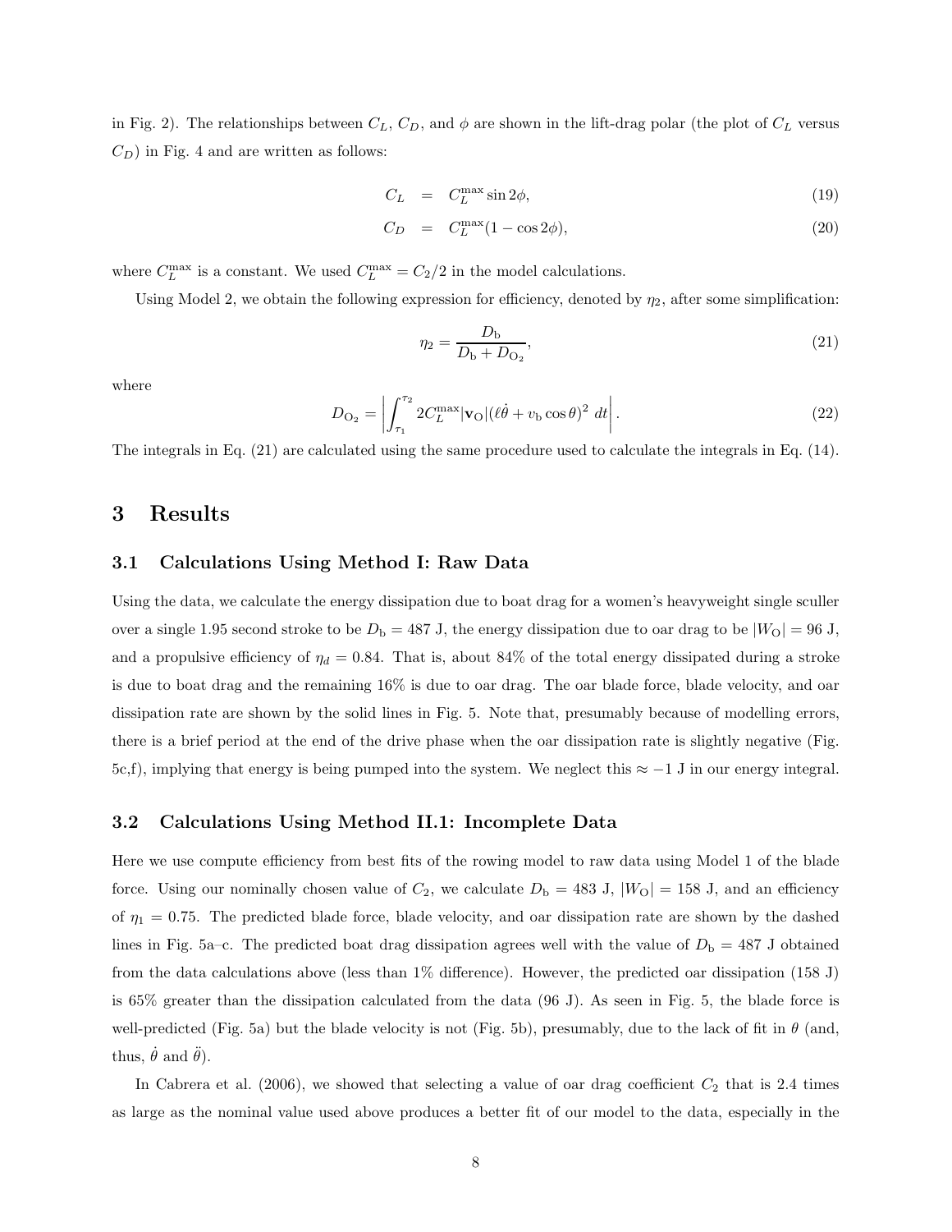in Fig. 2). The relationships between $C_L$, $C_D$, and $\phi$ are shown in the lift-drag polar (the plot of $C_L$ versus $C_D$) in Fig. 4 and are written as follows:

$$C_L = C_L^{\max} \sin 2\phi, \tag{19}$$

$$C_D = C_L^{\max}(1 - \cos 2\phi), \tag{20}$$

where $C_L^{\max}$ is a constant. We used $C_L^{\max} = C_2/2$ in the model calculations.

Using Model 2, we obtain the following expression for efficiency, denoted by $\eta_2$, after some simplification:

$$\eta_2 = \frac{D_{\rm b}}{D_{\rm b} + D_{\rm O_2}}, \tag{21}$$

where

$$D_{\rm O_2} = \left| \int_{\tau_1}^{\tau_2} 2C_L^{\max} |\mathbf{v}_{\rm O}| (\ell\dot{\theta} + v_{\rm b}\cos\theta)^2 \, dt \right|. \tag{22}$$

The integrals in Eq. (21) are calculated using the same procedure used to calculate the integrals in Eq. (14).

# 3 Results

## 3.1 Calculations Using Method I: Raw Data

Using the data, we calculate the energy dissipation due to boat drag for a women's heavyweight single sculler over a single 1.95 second stroke to be $D_{\rm b} = 487$ J, the energy dissipation due to oar drag to be $|W_{\rm O}| = 96$ J, and a propulsive efficiency of $\eta_d = 0.84$. That is, about 84% of the total energy dissipated during a stroke is due to boat drag and the remaining 16% is due to oar drag. The oar blade force, blade velocity, and oar dissipation rate are shown by the solid lines in Fig. 5. Note that, presumably because of modelling errors, there is a brief period at the end of the drive phase when the oar dissipation rate is slightly negative (Fig. 5c,f), implying that energy is being pumped into the system. We neglect this $\approx -1$ J in our energy integral.

## 3.2 Calculations Using Method II.1: Incomplete Data

Here we use compute efficiency from best fits of the rowing model to raw data using Model 1 of the blade force. Using our nominally chosen value of $C_2$, we calculate $D_{\rm b} = 483$ J, $|W_{\rm O}| = 158$ J, and an efficiency of $\eta_1 = 0.75$. The predicted blade force, blade velocity, and oar dissipation rate are shown by the dashed lines in Fig. 5a–c. The predicted boat drag dissipation agrees well with the value of $D_{\rm b} = 487$ J obtained from the data calculations above (less than 1% difference). However, the predicted oar dissipation (158 J) is 65% greater than the dissipation calculated from the data (96 J). As seen in Fig. 5, the blade force is well-predicted (Fig. 5a) but the blade velocity is not (Fig. 5b), presumably, due to the lack of fit in $\theta$ (and, thus, $\dot{\theta}$ and $\ddot{\theta}$).

In Cabrera et al. (2006), we showed that selecting a value of oar drag coefficient $C_2$ that is 2.4 times as large as the nominal value used above produces a better fit of our model to the data, especially in the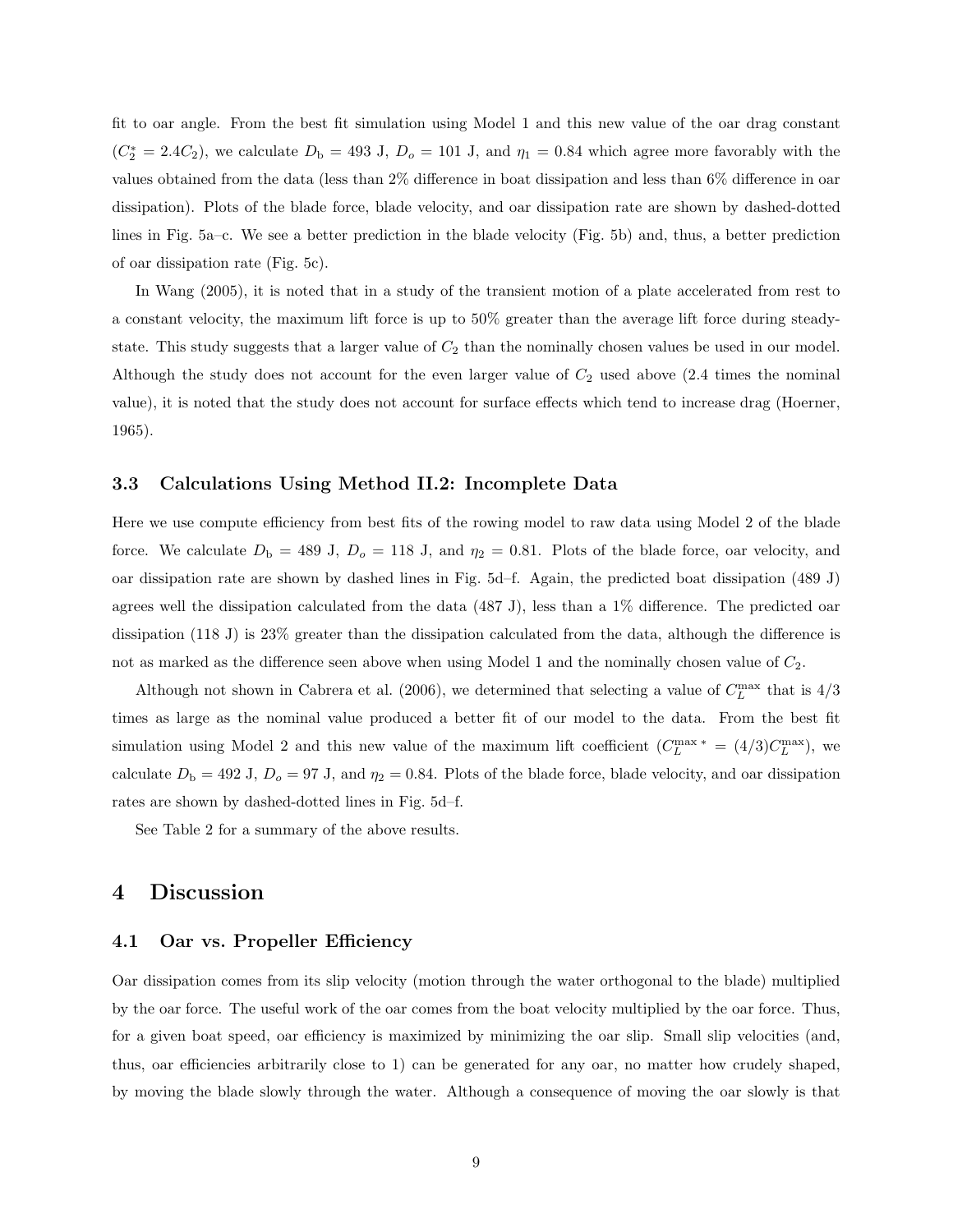fit to oar angle. From the best fit simulation using Model 1 and this new value of the oar drag constant ($C_2^* = 2.4 C_2$), we calculate $D_\mathrm{b} = 493$ J, $D_o = 101$ J, and $\eta_1 = 0.84$ which agree more favorably with the values obtained from the data (less than 2% difference in boat dissipation and less than 6% difference in oar dissipation). Plots of the blade force, blade velocity, and oar dissipation rate are shown by dashed-dotted lines in Fig. 5a–c. We see a better prediction in the blade velocity (Fig. 5b) and, thus, a better prediction of oar dissipation rate (Fig. 5c).

In Wang (2005), it is noted that in a study of the transient motion of a plate accelerated from rest to a constant velocity, the maximum lift force is up to 50% greater than the average lift force during steady-state. This study suggests that a larger value of $C_2$ than the nominally chosen values be used in our model. Although the study does not account for the even larger value of $C_2$ used above (2.4 times the nominal value), it is noted that the study does not account for surface effects which tend to increase drag (Hoerner, 1965).

### 3.3 Calculations Using Method II.2: Incomplete Data

Here we use compute efficiency from best fits of the rowing model to raw data using Model 2 of the blade force. We calculate $D_\mathrm{b} = 489$ J, $D_o = 118$ J, and $\eta_2 = 0.81$. Plots of the blade force, oar velocity, and oar dissipation rate are shown by dashed lines in Fig. 5d–f. Again, the predicted boat dissipation (489 J) agrees well the dissipation calculated from the data (487 J), less than a 1% difference. The predicted oar dissipation (118 J) is 23% greater than the dissipation calculated from the data, although the difference is not as marked as the difference seen above when using Model 1 and the nominally chosen value of $C_2$.

Although not shown in Cabrera et al. (2006), we determined that selecting a value of $C_L^{\max}$ that is 4/3 times as large as the nominal value produced a better fit of our model to the data. From the best fit simulation using Model 2 and this new value of the maximum lift coefficient ($C_L^{\max *} = (4/3) C_L^{\max}$), we calculate $D_\mathrm{b} = 492$ J, $D_o = 97$ J, and $\eta_2 = 0.84$. Plots of the blade force, blade velocity, and oar dissipation rates are shown by dashed-dotted lines in Fig. 5d–f.

See Table 2 for a summary of the above results.

## 4 Discussion

### 4.1 Oar vs. Propeller Efficiency

Oar dissipation comes from its slip velocity (motion through the water orthogonal to the blade) multiplied by the oar force. The useful work of the oar comes from the boat velocity multiplied by the oar force. Thus, for a given boat speed, oar efficiency is maximized by minimizing the oar slip. Small slip velocities (and, thus, oar efficiencies arbitrarily close to 1) can be generated for any oar, no matter how crudely shaped, by moving the blade slowly through the water. Although a consequence of moving the oar slowly is that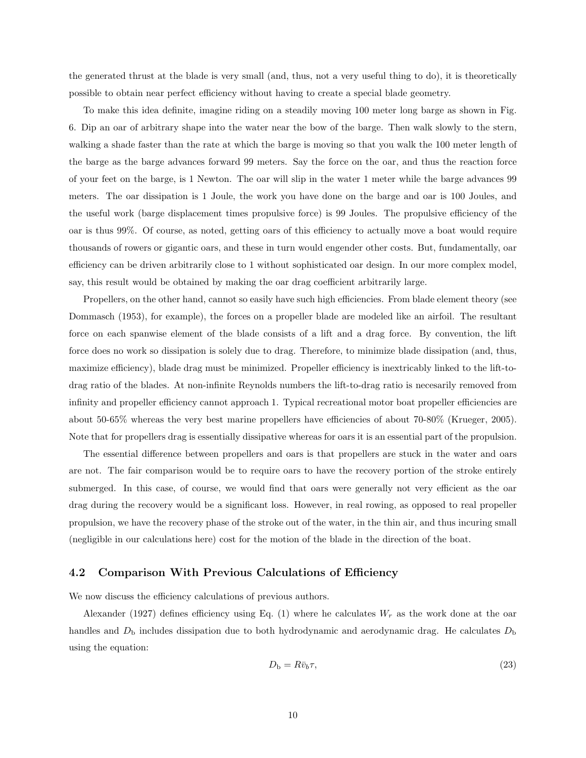the generated thrust at the blade is very small (and, thus, not a very useful thing to do), it is theoretically possible to obtain near perfect efficiency without having to create a special blade geometry.

To make this idea definite, imagine riding on a steadily moving 100 meter long barge as shown in Fig. 6. Dip an oar of arbitrary shape into the water near the bow of the barge. Then walk slowly to the stern, walking a shade faster than the rate at which the barge is moving so that you walk the 100 meter length of the barge as the barge advances forward 99 meters. Say the force on the oar, and thus the reaction force of your feet on the barge, is 1 Newton. The oar will slip in the water 1 meter while the barge advances 99 meters. The oar dissipation is 1 Joule, the work you have done on the barge and oar is 100 Joules, and the useful work (barge displacement times propulsive force) is 99 Joules. The propulsive efficiency of the oar is thus 99%. Of course, as noted, getting oars of this efficiency to actually move a boat would require thousands of rowers or gigantic oars, and these in turn would engender other costs. But, fundamentally, oar efficiency can be driven arbitrarily close to 1 without sophisticated oar design. In our more complex model, say, this result would be obtained by making the oar drag coefficient arbitrarily large.

Propellers, on the other hand, cannot so easily have such high efficiencies. From blade element theory (see Dommasch (1953), for example), the forces on a propeller blade are modeled like an airfoil. The resultant force on each spanwise element of the blade consists of a lift and a drag force. By convention, the lift force does no work so dissipation is solely due to drag. Therefore, to minimize blade dissipation (and, thus, maximize efficiency), blade drag must be minimized. Propeller efficiency is inextricably linked to the lift-to-drag ratio of the blades. At non-infinite Reynolds numbers the lift-to-drag ratio is necesarily removed from infinity and propeller efficiency cannot approach 1. Typical recreational motor boat propeller efficiencies are about 50-65% whereas the very best marine propellers have efficiencies of about 70-80% (Krueger, 2005). Note that for propellers drag is essentially dissipative whereas for oars it is an essential part of the propulsion.

The essential difference between propellers and oars is that propellers are stuck in the water and oars are not. The fair comparison would be to require oars to have the recovery portion of the stroke entirely submerged. In this case, of course, we would find that oars were generally not very efficient as the oar drag during the recovery would be a significant loss. However, in real rowing, as opposed to real propeller propulsion, we have the recovery phase of the stroke out of the water, in the thin air, and thus incuring small (negligible in our calculations here) cost for the motion of the blade in the direction of the boat.

### 4.2 Comparison With Previous Calculations of Efficiency

We now discuss the efficiency calculations of previous authors.

Alexander (1927) defines efficiency using Eq. (1) where he calculates $W_r$ as the work done at the oar handles and $D_\mathrm{b}$ includes dissipation due to both hydrodynamic and aerodynamic drag. He calculates $D_\mathrm{b}$ using the equation:

$$D_\mathrm{b} = R\bar{v}_b\tau, \tag{23}$$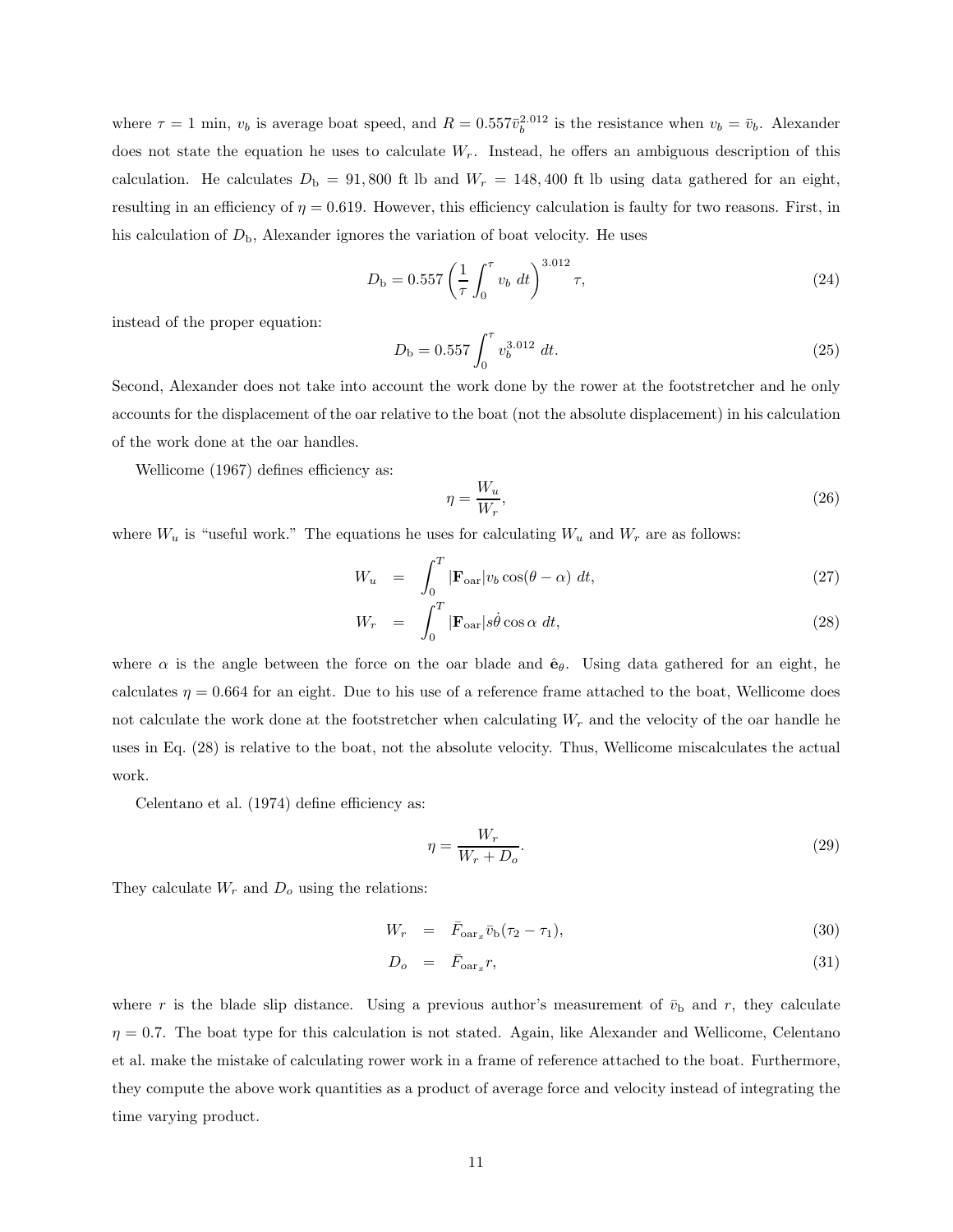where $\tau = 1$ min, $v_b$ is average boat speed, and $R = 0.557\bar{v}_b^{2.012}$ is the resistance when $v_b = \bar{v}_b$. Alexander does not state the equation he uses to calculate $W_r$. Instead, he offers an ambiguous description of this calculation. He calculates $D_\mathrm{b} = 91,800$ ft lb and $W_r = 148,400$ ft lb using data gathered for an eight, resulting in an efficiency of $\eta = 0.619$. However, this efficiency calculation is faulty for two reasons. First, in his calculation of $D_\mathrm{b}$, Alexander ignores the variation of boat velocity. He uses

$$D_\mathrm{b} = 0.557\left(\frac{1}{\tau}\int_0^\tau v_b\ dt\right)^{3.012}\tau, \tag{24}$$

instead of the proper equation:

$$D_\mathrm{b} = 0.557\int_0^\tau v_b^{3.012}\ dt. \tag{25}$$

Second, Alexander does not take into account the work done by the rower at the footstretcher and he only accounts for the displacement of the oar relative to the boat (not the absolute displacement) in his calculation of the work done at the oar handles.

Wellicome (1967) defines efficiency as:

$$\eta = \frac{W_u}{W_r}, \tag{26}$$

where $W_u$ is "useful work." The equations he uses for calculating $W_u$ and $W_r$ are as follows:

$$W_u = \int_0^T |\mathbf{F}_\mathrm{oar}| v_b \cos(\theta - \alpha)\ dt, \tag{27}$$

$$W_r = \int_0^T |\mathbf{F}_\mathrm{oar}| s\dot{\theta}\cos\alpha\ dt, \tag{28}$$

where $\alpha$ is the angle between the force on the oar blade and $\hat{\mathbf{e}}_\theta$. Using data gathered for an eight, he calculates $\eta = 0.664$ for an eight. Due to his use of a reference frame attached to the boat, Wellicome does not calculate the work done at the footstretcher when calculating $W_r$ and the velocity of the oar handle he uses in Eq. (28) is relative to the boat, not the absolute velocity. Thus, Wellicome miscalculates the actual work.

Celentano et al. (1974) define efficiency as:

$$\eta = \frac{W_r}{W_r + D_o}. \tag{29}$$

They calculate $W_r$ and $D_o$ using the relations:

$$W_r = \bar{F}_{\mathrm{oar}_x}\bar{v}_\mathrm{b}(\tau_2 - \tau_1), \tag{30}$$

$$D_o = \bar{F}_{\mathrm{oar}_x} r, \tag{31}$$

where $r$ is the blade slip distance. Using a previous author's measurement of $\bar{v}_\mathrm{b}$ and $r$, they calculate $\eta = 0.7$. The boat type for this calculation is not stated. Again, like Alexander and Wellicome, Celentano et al. make the mistake of calculating rower work in a frame of reference attached to the boat. Furthermore, they compute the above work quantities as a product of average force and velocity instead of integrating the time varying product.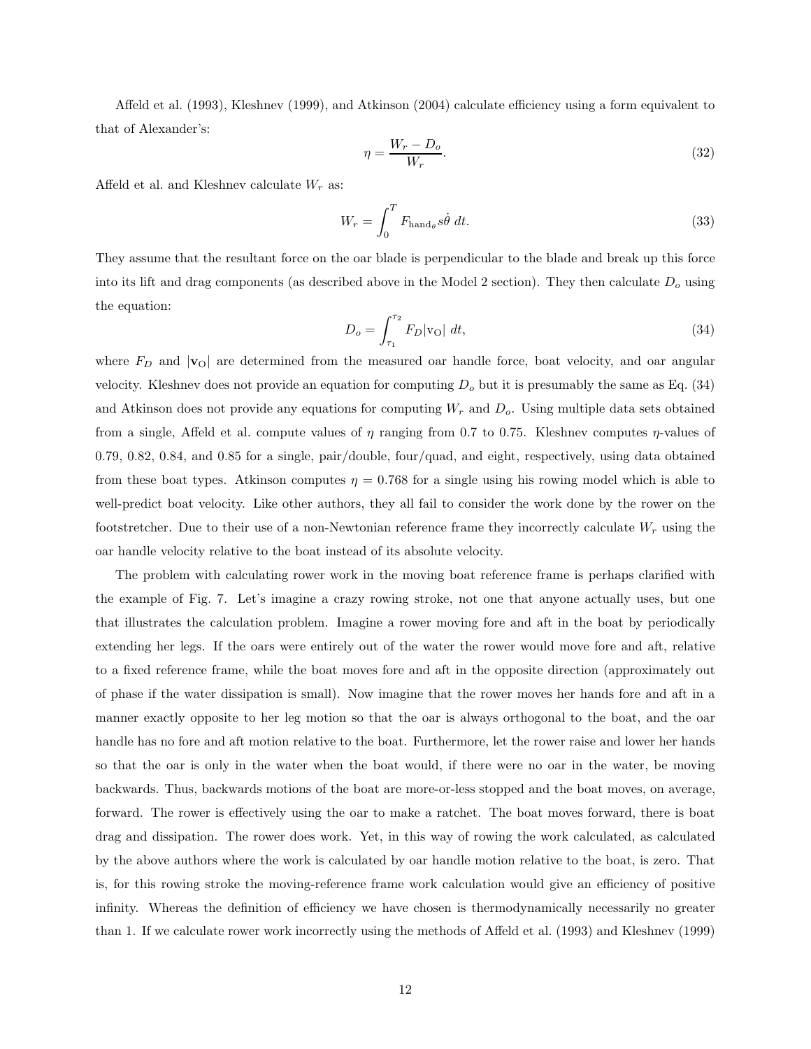Affeld et al. (1993), Kleshnev (1999), and Atkinson (2004) calculate efficiency using a form equivalent to that of Alexander's:

$$\eta = \frac{W_r - D_o}{W_r}. \tag{32}$$

Affeld et al. and Kleshnev calculate $W_r$ as:

$$W_r = \int_0^T F_{\text{hand}_\theta} s\dot{\theta}\ dt. \tag{33}$$

They assume that the resultant force on the oar blade is perpendicular to the blade and break up this force into its lift and drag components (as described above in the Model 2 section). They then calculate $D_o$ using the equation:

$$D_o = \int_{\tau_1}^{\tau_2} F_D |\mathbf{v}_\text{O}|\ dt, \tag{34}$$

where $F_D$ and $|\mathbf{v}_\text{O}|$ are determined from the measured oar handle force, boat velocity, and oar angular velocity. Kleshnev does not provide an equation for computing $D_o$ but it is presumably the same as Eq. (34) and Atkinson does not provide any equations for computing $W_r$ and $D_o$. Using multiple data sets obtained from a single, Affeld et al. compute values of $\eta$ ranging from 0.7 to 0.75. Kleshnev computes $\eta$-values of 0.79, 0.82, 0.84, and 0.85 for a single, pair/double, four/quad, and eight, respectively, using data obtained from these boat types. Atkinson computes $\eta = 0.768$ for a single using his rowing model which is able to well-predict boat velocity. Like other authors, they all fail to consider the work done by the rower on the footstretcher. Due to their use of a non-Newtonian reference frame they incorrectly calculate $W_r$ using the oar handle velocity relative to the boat instead of its absolute velocity.

The problem with calculating rower work in the moving boat reference frame is perhaps clarified with the example of Fig. 7. Let's imagine a crazy rowing stroke, not one that anyone actually uses, but one that illustrates the calculation problem. Imagine a rower moving fore and aft in the boat by periodically extending her legs. If the oars were entirely out of the water the rower would move fore and aft, relative to a fixed reference frame, while the boat moves fore and aft in the opposite direction (approximately out of phase if the water dissipation is small). Now imagine that the rower moves her hands fore and aft in a manner exactly opposite to her leg motion so that the oar is always orthogonal to the boat, and the oar handle has no fore and aft motion relative to the boat. Furthermore, let the rower raise and lower her hands so that the oar is only in the water when the boat would, if there were no oar in the water, be moving backwards. Thus, backwards motions of the boat are more-or-less stopped and the boat moves, on average, forward. The rower is effectively using the oar to make a ratchet. The boat moves forward, there is boat drag and dissipation. The rower does work. Yet, in this way of rowing the work calculated, as calculated by the above authors where the work is calculated by oar handle motion relative to the boat, is zero. That is, for this rowing stroke the moving-reference frame work calculation would give an efficiency of positive infinity. Whereas the definition of efficiency we have chosen is thermodynamically necessarily no greater than 1. If we calculate rower work incorrectly using the methods of Affeld et al. (1993) and Kleshnev (1999)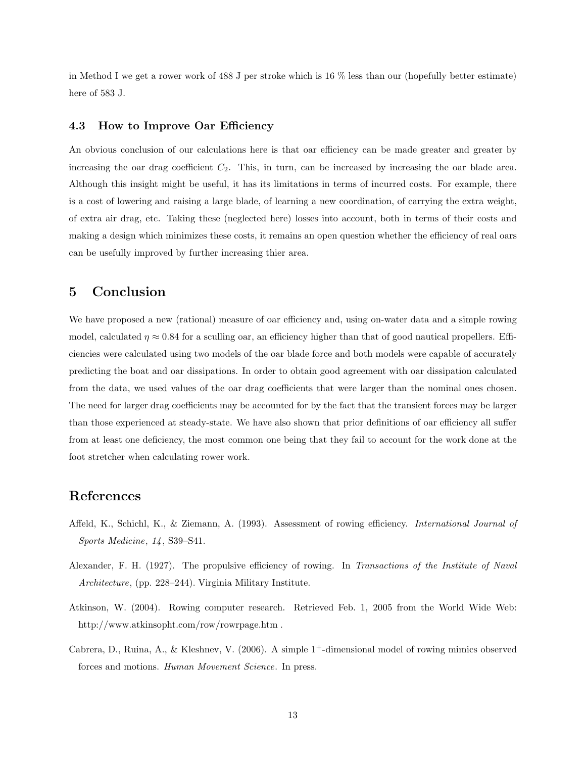in Method I we get a rower work of 488 J per stroke which is 16 % less than our (hopefully better estimate) here of 583 J.

### 4.3 How to Improve Oar Efficiency

An obvious conclusion of our calculations here is that oar efficiency can be made greater and greater by increasing the oar drag coefficient $C_2$. This, in turn, can be increased by increasing the oar blade area. Although this insight might be useful, it has its limitations in terms of incurred costs. For example, there is a cost of lowering and raising a large blade, of learning a new coordination, of carrying the extra weight, of extra air drag, etc. Taking these (neglected here) losses into account, both in terms of their costs and making a design which minimizes these costs, it remains an open question whether the efficiency of real oars can be usefully improved by further increasing thier area.

## 5 Conclusion

We have proposed a new (rational) measure of oar efficiency and, using on-water data and a simple rowing model, calculated $\eta \approx 0.84$ for a sculling oar, an efficiency higher than that of good nautical propellers. Efficiencies were calculated using two models of the oar blade force and both models were capable of accurately predicting the boat and oar dissipations. In order to obtain good agreement with oar dissipation calculated from the data, we used values of the oar drag coefficients that were larger than the nominal ones chosen. The need for larger drag coefficients may be accounted for by the fact that the transient forces may be larger than those experienced at steady-state. We have also shown that prior definitions of oar efficiency all suffer from at least one deficiency, the most common one being that they fail to account for the work done at the foot stretcher when calculating rower work.

## References

Affeld, K., Schichl, K., & Ziemann, A. (1993). Assessment of rowing efficiency. *International Journal of Sports Medicine*, *14*, S39–S41.

Alexander, F. H. (1927). The propulsive efficiency of rowing. In *Transactions of the Institute of Naval Architecture*, (pp. 228–244). Virginia Military Institute.

Atkinson, W. (2004). Rowing computer research. Retrieved Feb. 1, 2005 from the World Wide Web: http://www.atkinsopht.com/row/rowrpage.htm .

Cabrera, D., Ruina, A., & Kleshnev, V. (2006). A simple $1^+$-dimensional model of rowing mimics observed forces and motions. *Human Movement Science*. In press.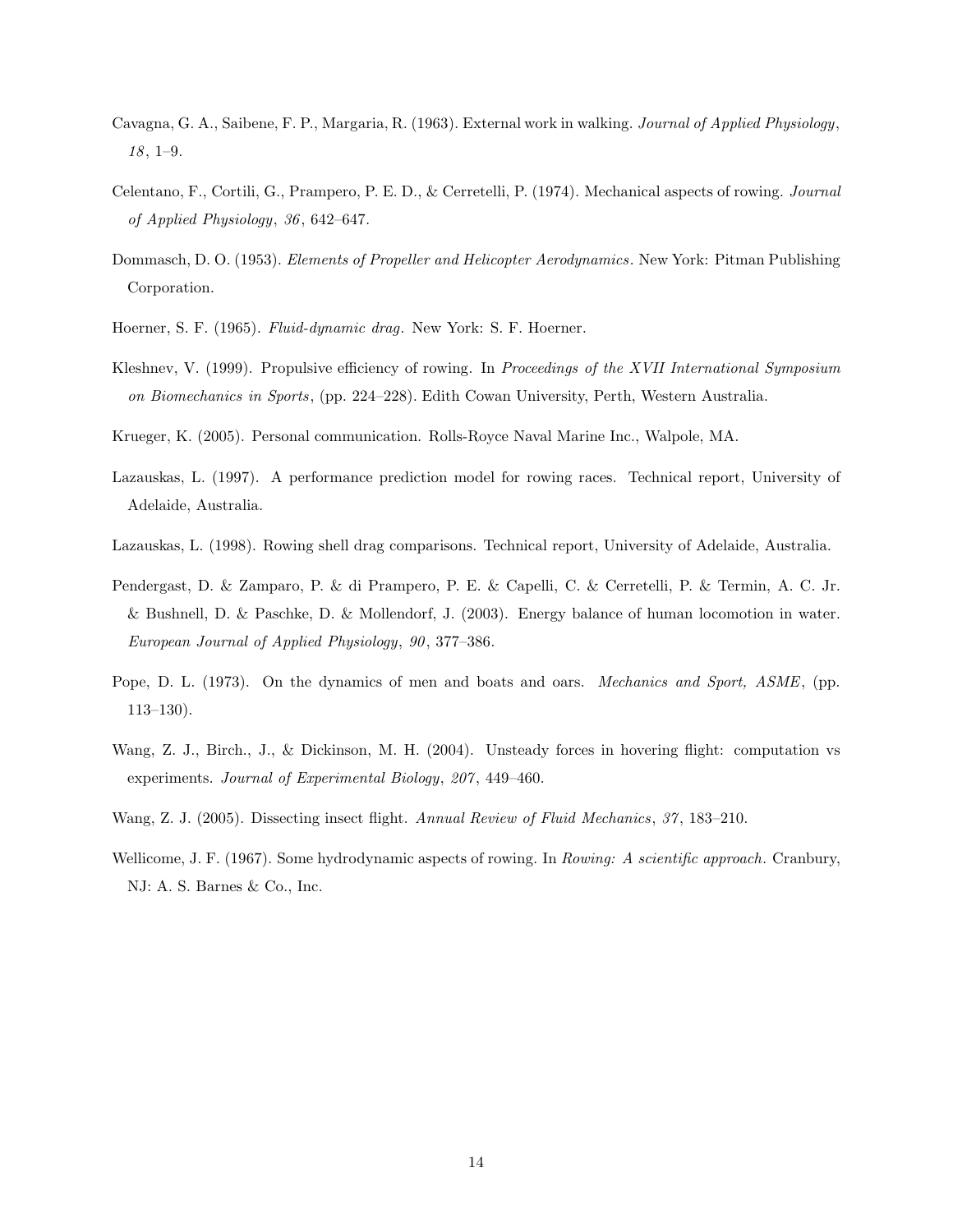Cavagna, G. A., Saibene, F. P., Margaria, R. (1963). External work in walking. *Journal of Applied Physiology*, *18*, 1–9.

Celentano, F., Cortili, G., Prampero, P. E. D., & Cerretelli, P. (1974). Mechanical aspects of rowing. *Journal of Applied Physiology*, *36*, 642–647.

Dommasch, D. O. (1953). *Elements of Propeller and Helicopter Aerodynamics*. New York: Pitman Publishing Corporation.

Hoerner, S. F. (1965). *Fluid-dynamic drag*. New York: S. F. Hoerner.

Kleshnev, V. (1999). Propulsive efficiency of rowing. In *Proceedings of the XVII International Symposium on Biomechanics in Sports*, (pp. 224–228). Edith Cowan University, Perth, Western Australia.

Krueger, K. (2005). Personal communication. Rolls-Royce Naval Marine Inc., Walpole, MA.

Lazauskas, L. (1997). A performance prediction model for rowing races. Technical report, University of Adelaide, Australia.

Lazauskas, L. (1998). Rowing shell drag comparisons. Technical report, University of Adelaide, Australia.

Pendergast, D. & Zamparo, P. & di Prampero, P. E. & Capelli, C. & Cerretelli, P. & Termin, A. C. Jr. & Bushnell, D. & Paschke, D. & Mollendorf, J. (2003). Energy balance of human locomotion in water. *European Journal of Applied Physiology*, *90*, 377–386.

Pope, D. L. (1973). On the dynamics of men and boats and oars. *Mechanics and Sport, ASME*, (pp. 113–130).

Wang, Z. J., Birch., J., & Dickinson, M. H. (2004). Unsteady forces in hovering flight: computation vs experiments. *Journal of Experimental Biology*, *207*, 449–460.

Wang, Z. J. (2005). Dissecting insect flight. *Annual Review of Fluid Mechanics*, *37*, 183–210.

Wellicome, J. F. (1967). Some hydrodynamic aspects of rowing. In *Rowing: A scientific approach*. Cranbury, NJ: A. S. Barnes & Co., Inc.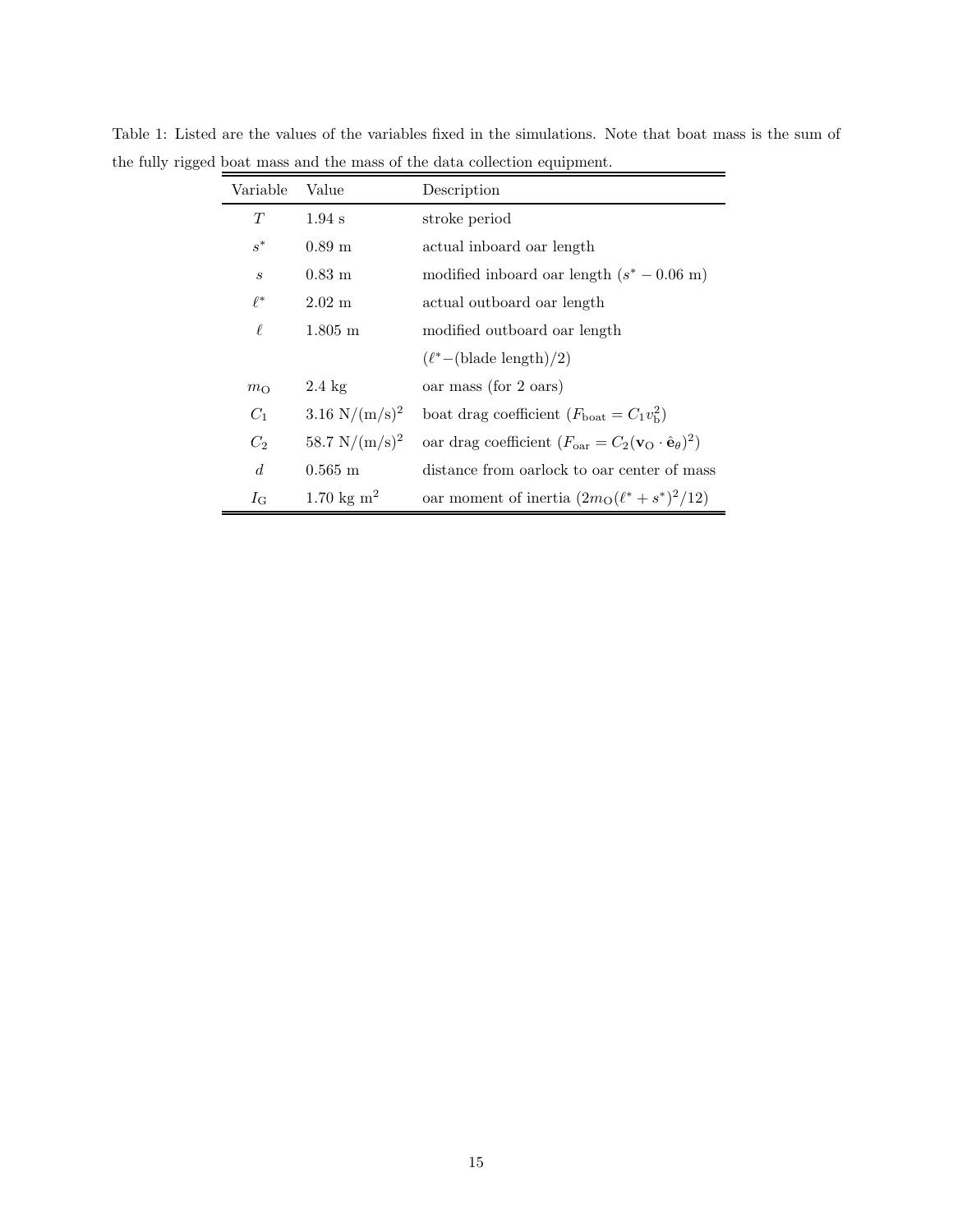Table 1: Listed are the values of the variables fixed in the simulations. Note that boat mass is the sum of the fully rigged boat mass and the mass of the data collection equipment.

| Variable | Value | Description |
|---|---|---|
| $T$ | 1.94 s | stroke period |
| $s^*$ | 0.89 m | actual inboard oar length |
| $s$ | 0.83 m | modified inboard oar length ($s^* - 0.06$ m) |
| $\ell^*$ | 2.02 m | actual outboard oar length |
| $\ell$ | 1.805 m | modified outboard oar length ($\ell^*-$(blade length)/2) |
| $m_{\mathrm{O}}$ | 2.4 kg | oar mass (for 2 oars) |
| $C_1$ | 3.16 N/(m/s)$^2$ | boat drag coefficient ($F_{\mathrm{boat}} = C_1 v_{\mathrm{b}}^2$) |
| $C_2$ | 58.7 N/(m/s)$^2$ | oar drag coefficient ($F_{\mathrm{oar}} = C_2(\mathbf{v}_{\mathrm{O}} \cdot \hat{\mathbf{e}}_\theta)^2$) |
| $d$ | 0.565 m | distance from oarlock to oar center of mass |
| $I_{\mathrm{G}}$ | 1.70 kg m$^2$ | oar moment of inertia ($2m_{\mathrm{O}}(\ell^* + s^*)^2/12$) |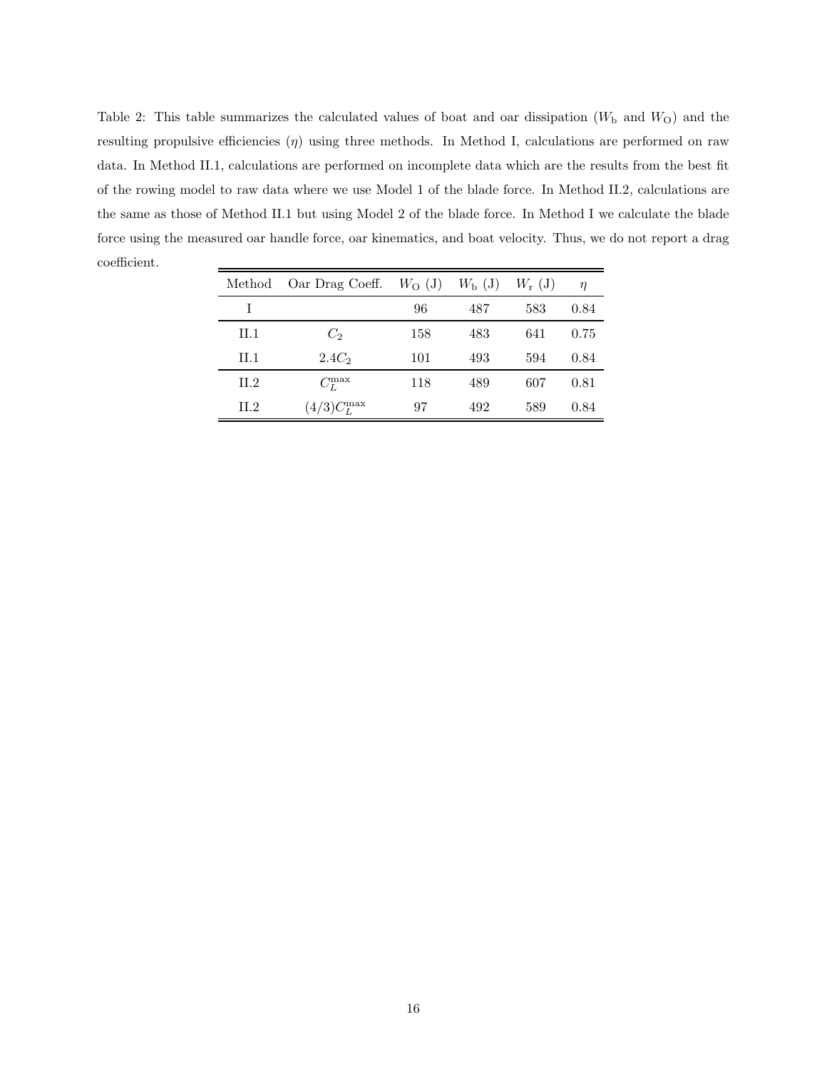Table 2: This table summarizes the calculated values of boat and oar dissipation ($W_\mathrm{b}$ and $W_\mathrm{O}$) and the resulting propulsive efficiencies ($\eta$) using three methods. In Method I, calculations are performed on raw data. In Method II.1, calculations are performed on incomplete data which are the results from the best fit of the rowing model to raw data where we use Model 1 of the blade force. In Method II.2, calculations are the same as those of Method II.1 but using Model 2 of the blade force. In Method I we calculate the blade force using the measured oar handle force, oar kinematics, and boat velocity. Thus, we do not report a drag coefficient.

| Method | Oar Drag Coeff. | $W_\mathrm{O}$ (J) | $W_\mathrm{b}$ (J) | $W_\mathrm{r}$ (J) | $\eta$ |
|---|---|---|---|---|---|
| I | | 96 | 487 | 583 | 0.84 |
| II.1 | $C_2$ | 158 | 483 | 641 | 0.75 |
| II.1 | $2.4C_2$ | 101 | 493 | 594 | 0.84 |
| II.2 | $C_L^{\max}$ | 118 | 489 | 607 | 0.81 |
| II.2 | $(4/3)C_L^{\max}$ | 97 | 492 | 589 | 0.84 |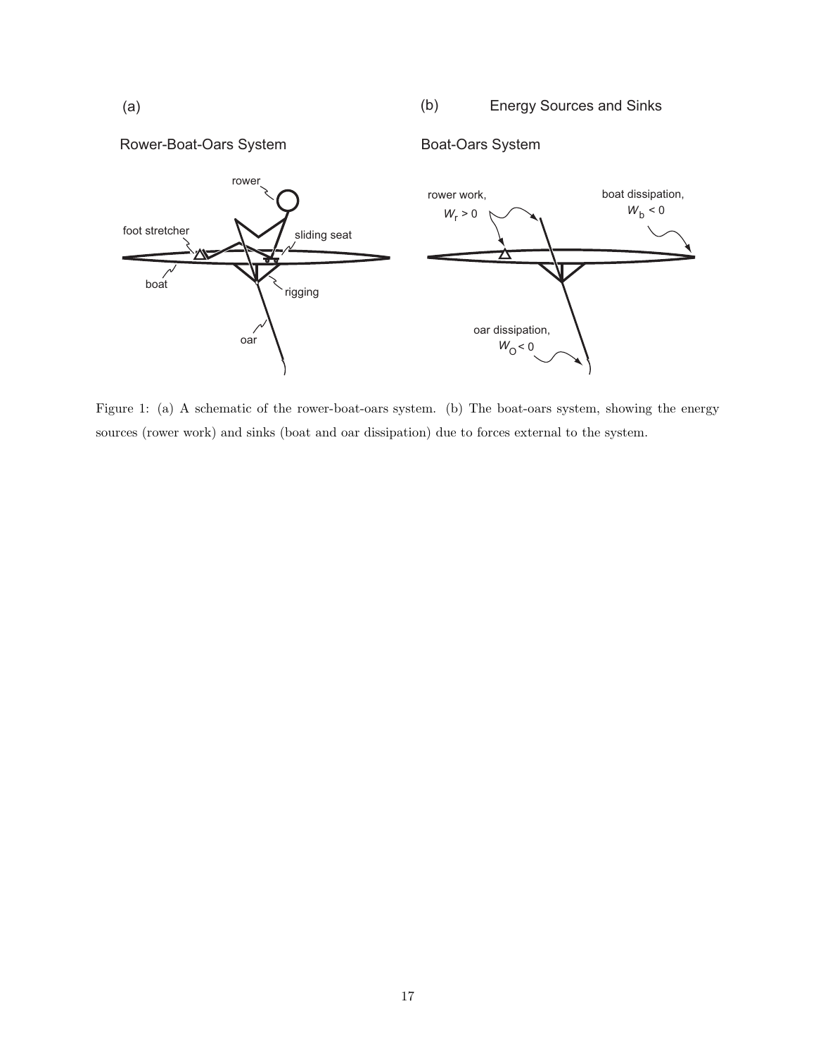Figure 1: (a) A schematic of the rower-boat-oars system. (b) The boat-oars system, showing the energy sources (rower work) and sinks (boat and oar dissipation) due to forces external to the system.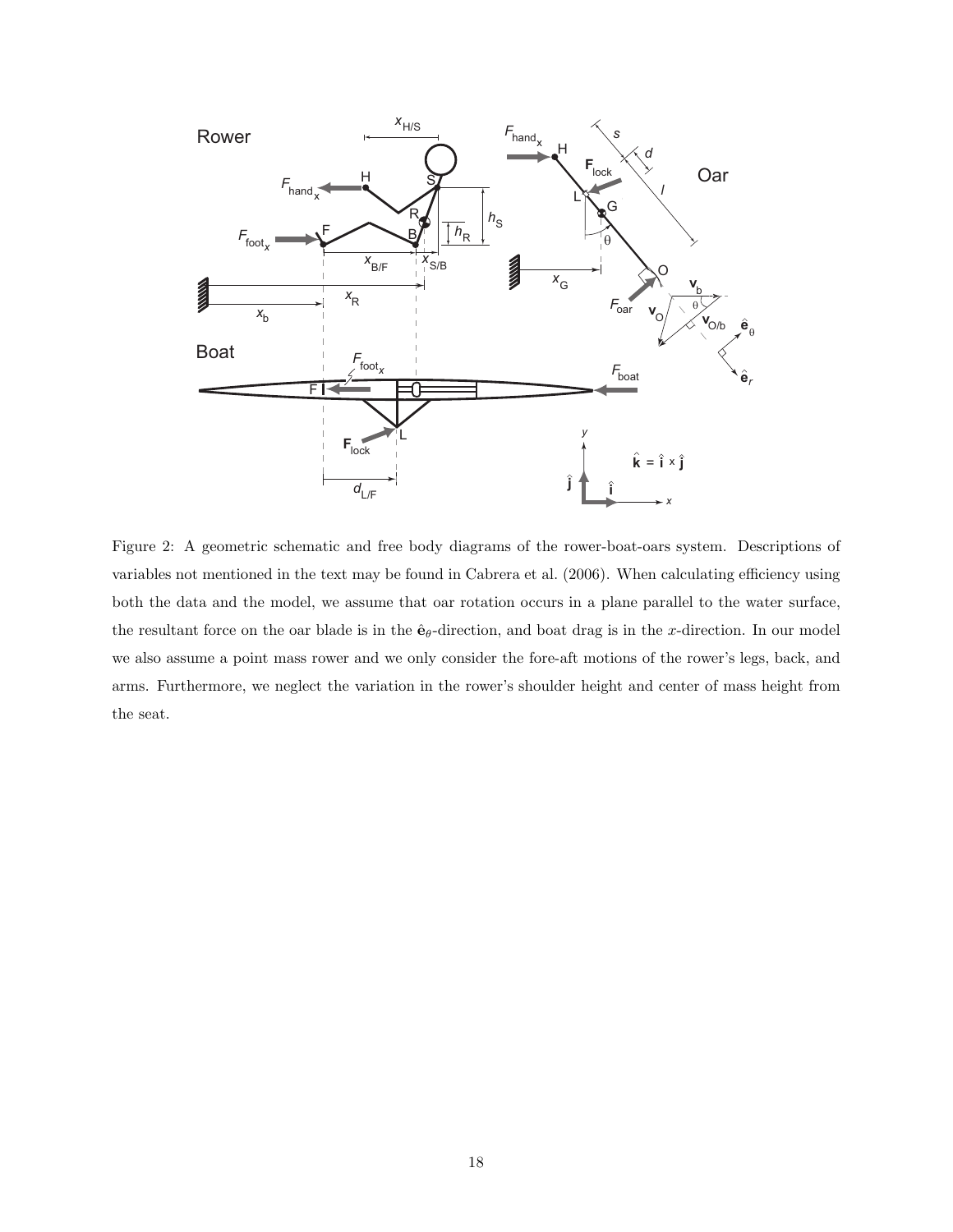Figure 2: A geometric schematic and free body diagrams of the rower-boat-oars system. Descriptions of variables not mentioned in the text may be found in Cabrera et al. (2006). When calculating efficiency using both the data and the model, we assume that oar rotation occurs in a plane parallel to the water surface, the resultant force on the oar blade is in the $\hat{\mathbf{e}}_{\theta}$-direction, and boat drag is in the $x$-direction. In our model we also assume a point mass rower and we only consider the fore-aft motions of the rower's legs, back, and arms. Furthermore, we neglect the variation in the rower's shoulder height and center of mass height from the seat.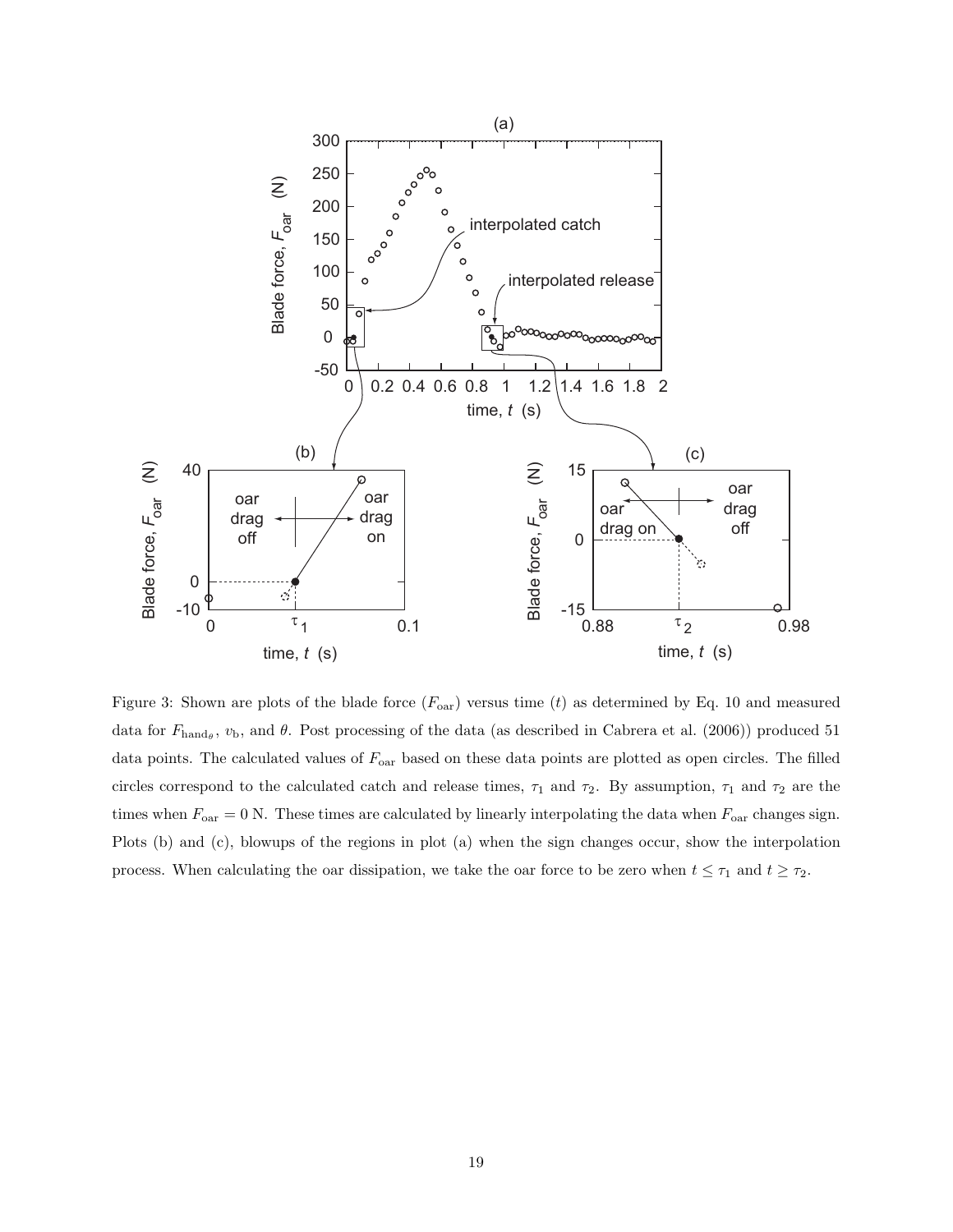Figure 3: Shown are plots of the blade force ($F_{\text{oar}}$) versus time ($t$) as determined by Eq. 10 and measured data for $F_{\text{hand}_\theta}$, $v_b$, and $\theta$. Post processing of the data (as described in Cabrera et al. (2006)) produced 51 data points. The calculated values of $F_{\text{oar}}$ based on these data points are plotted as open circles. The filled circles correspond to the calculated catch and release times, $\tau_1$ and $\tau_2$. By assumption, $\tau_1$ and $\tau_2$ are the times when $F_{\text{oar}} = 0$ N. These times are calculated by linearly interpolating the data when $F_{\text{oar}}$ changes sign. Plots (b) and (c), blowups of the regions in plot (a) when the sign changes occur, show the interpolation process. When calculating the oar dissipation, we take the oar force to be zero when $t \leq \tau_1$ and $t \geq \tau_2$.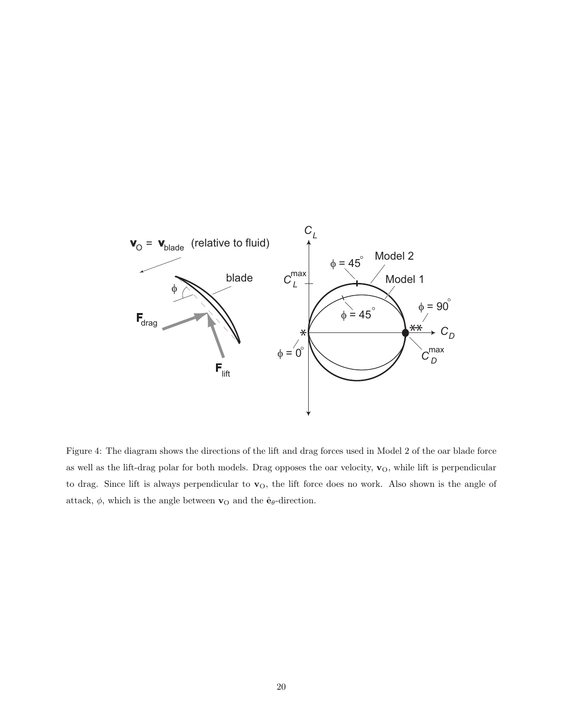Figure 4: The diagram shows the directions of the lift and drag forces used in Model 2 of the oar blade force as well as the lift-drag polar for both models. Drag opposes the oar velocity, $\mathbf{v}_{\mathrm{O}}$, while lift is perpendicular to drag. Since lift is always perpendicular to $\mathbf{v}_{\mathrm{O}}$, the lift force does no work. Also shown is the angle of attack, $\phi$, which is the angle between $\mathbf{v}_{\mathrm{O}}$ and the $\hat{\mathbf{e}}_{\theta}$-direction.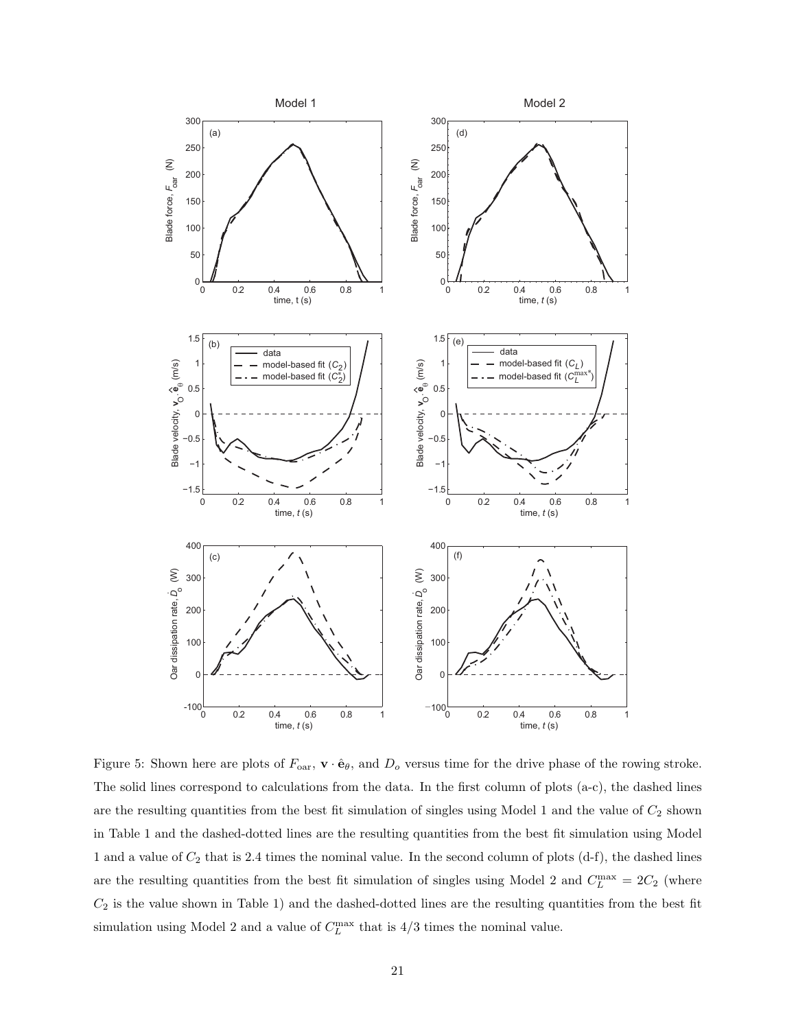Figure 5: Shown here are plots of $F_{\text{oar}}$, $\mathbf{v} \cdot \hat{\mathbf{e}}_\theta$, and $D_o$ versus time for the drive phase of the rowing stroke. The solid lines correspond to calculations from the data. In the first column of plots (a-c), the dashed lines are the resulting quantities from the best fit simulation of singles using Model 1 and the value of $C_2$ shown in Table 1 and the dashed-dotted lines are the resulting quantities from the best fit simulation using Model 1 and a value of $C_2$ that is 2.4 times the nominal value. In the second column of plots (d-f), the dashed lines are the resulting quantities from the best fit simulation of singles using Model 2 and $C_L^{\max} = 2C_2$ (where $C_2$ is the value shown in Table 1) and the dashed-dotted lines are the resulting quantities from the best fit simulation using Model 2 and a value of $C_L^{\max}$ that is 4/3 times the nominal value.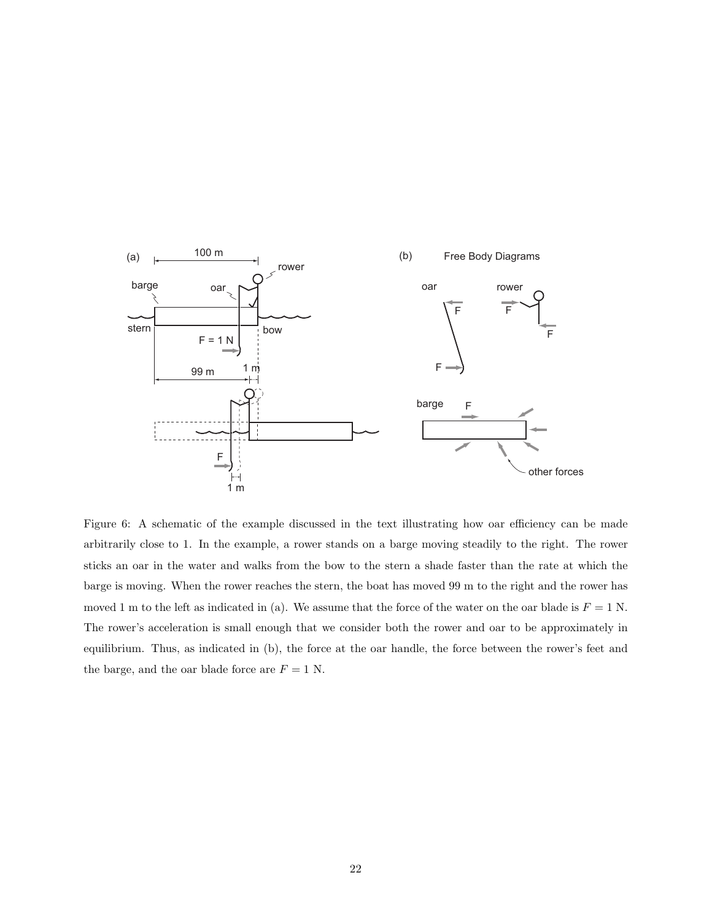Figure 6: A schematic of the example discussed in the text illustrating how oar efficiency can be made arbitrarily close to 1. In the example, a rower stands on a barge moving steadily to the right. The rower sticks an oar in the water and walks from the bow to the stern a shade faster than the rate at which the barge is moving. When the rower reaches the stern, the boat has moved 99 m to the right and the rower has moved 1 m to the left as indicated in (a). We assume that the force of the water on the oar blade is $F = 1$ N. The rower's acceleration is small enough that we consider both the rower and oar to be approximately in equilibrium. Thus, as indicated in (b), the force at the oar handle, the force between the rower's feet and the barge, and the oar blade force are $F = 1$ N.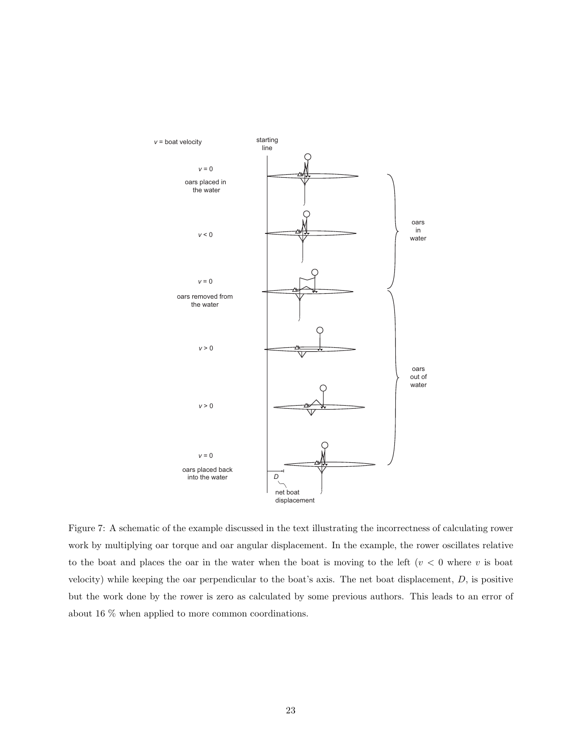$v$ = boat velocity

starting line

$v = 0$

oars placed in the water

$v < 0$

$v = 0$

oars removed from the water

$v > 0$

$v > 0$

$v = 0$

oars placed back into the water

oars in water

oars out of water

$D$

net boat displacement

Figure 7: A schematic of the example discussed in the text illustrating the incorrectness of calculating rower work by multiplying oar torque and oar angular displacement. In the example, the rower oscillates relative to the boat and places the oar in the water when the boat is moving to the left ($v < 0$ where $v$ is boat velocity) while keeping the oar perpendicular to the boat's axis. The net boat displacement, $D$, is positive but the work done by the rower is zero as calculated by some previous authors. This leads to an error of about 16 % when applied to more common coordinations.